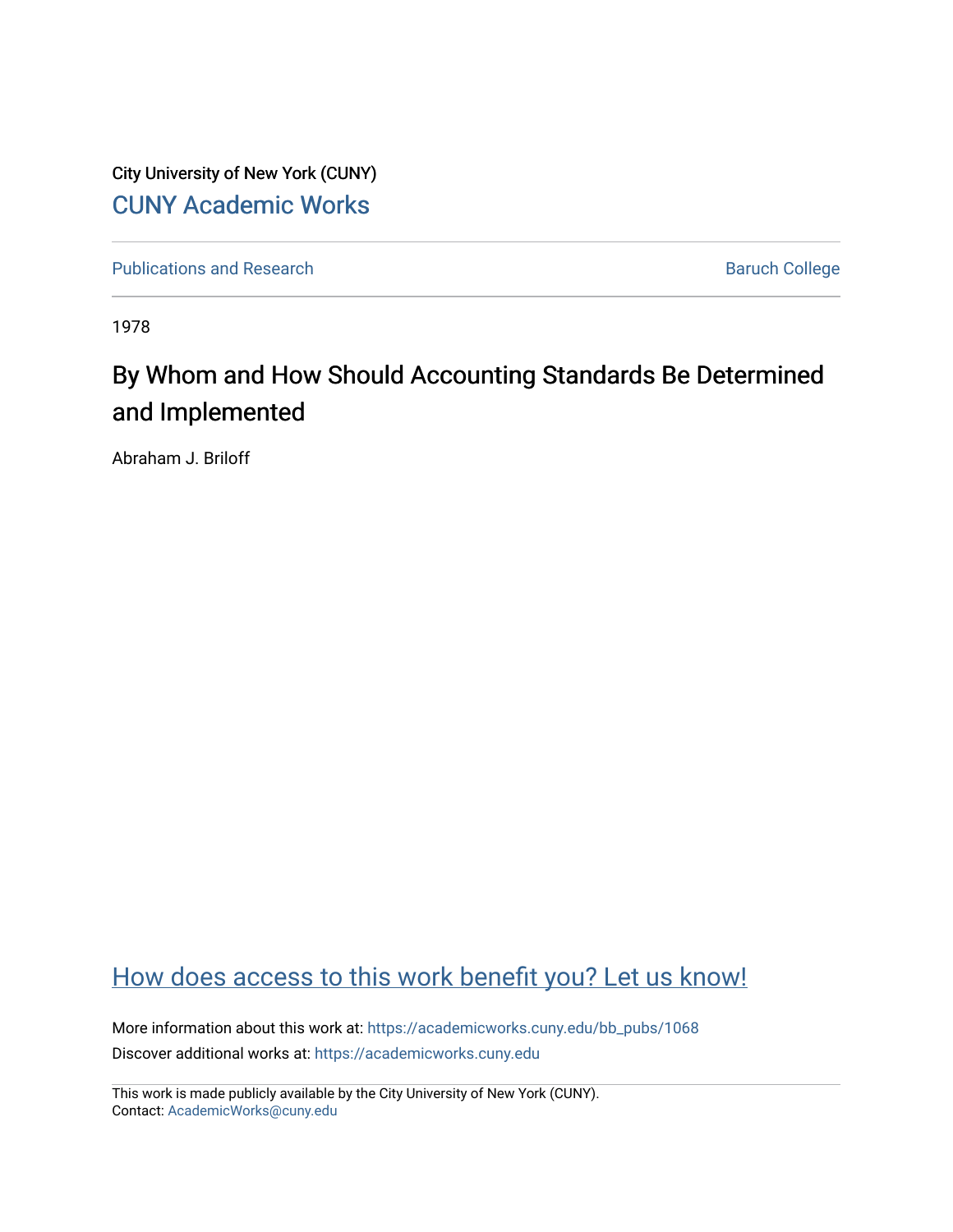City University of New York (CUNY)

CUNY Academic Works

Publications and Research

Baruch College

1978

# By Whom and How Should Accounting Standards Be Determined and Implemented

Abraham J. Briloff

How does access to this work benefit you? Let us know!

More information about this work at: https://academicworks.cuny.edu/bb_pubs/1068

Discover additional works at: https://academicworks.cuny.edu

This work is made publicly available by the City University of New York (CUNY).
Contact: AcademicWorks@cuny.edu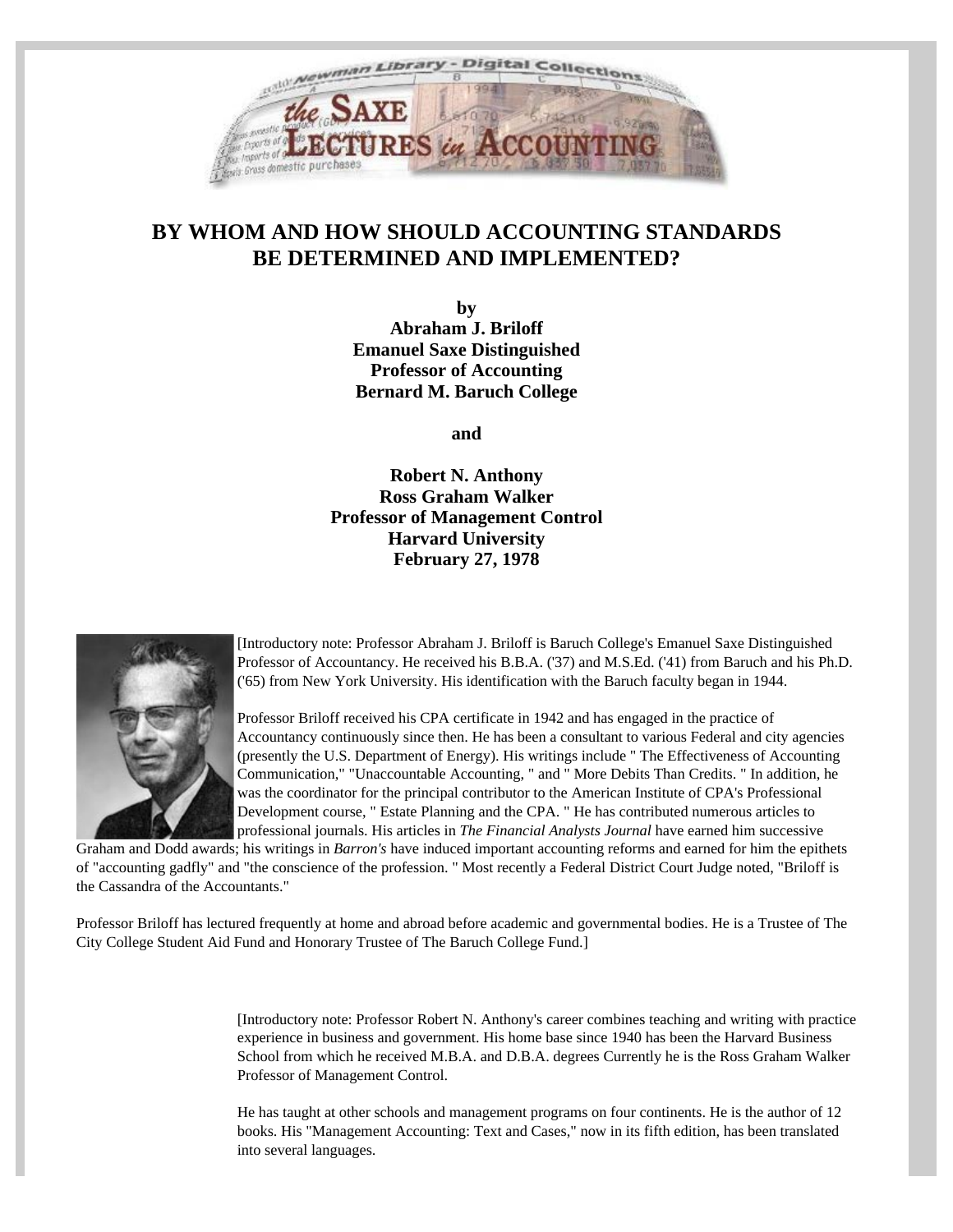# BY WHOM AND HOW SHOULD ACCOUNTING STANDARDS BE DETERMINED AND IMPLEMENTED?

**by**
**Abraham J. Briloff**
**Emanuel Saxe Distinguished Professor of Accounting**
**Bernard M. Baruch College**

**and**

**Robert N. Anthony**
**Ross Graham Walker**
**Professor of Management Control**
**Harvard University**
**February 27, 1978**

[Introductory note: Professor Abraham J. Briloff is Baruch College's Emanuel Saxe Distinguished Professor of Accountancy. He received his B.B.A. ('37) and M.S.Ed. ('41) from Baruch and his Ph.D. ('65) from New York University. His identification with the Baruch faculty began in 1944.

Professor Briloff received his CPA certificate in 1942 and has engaged in the practice of Accountancy continuously since then. He has been a consultant to various Federal and city agencies (presently the U.S. Department of Energy). His writings include " The Effectiveness of Accounting Communication," "Unaccountable Accounting, " and " More Debits Than Credits. " In addition, he was the coordinator for the principal contributor to the American Institute of CPA's Professional Development course, " Estate Planning and the CPA. " He has contributed numerous articles to professional journals. His articles in *The Financial Analysts Journal* have earned him successive Graham and Dodd awards; his writings in *Barron's* have induced important accounting reforms and earned for him the epithets of "accounting gadfly" and "the conscience of the profession. " Most recently a Federal District Court Judge noted, "Briloff is the Cassandra of the Accountants."

Professor Briloff has lectured frequently at home and abroad before academic and governmental bodies. He is a Trustee of The City College Student Aid Fund and Honorary Trustee of The Baruch College Fund.]

[Introductory note: Professor Robert N. Anthony's career combines teaching and writing with practice experience in business and government. His home base since 1940 has been the Harvard Business School from which he received M.B.A. and D.B.A. degrees Currently he is the Ross Graham Walker Professor of Management Control.

He has taught at other schools and management programs on four continents. He is the author of 12 books. His "Management Accounting: Text and Cases," now in its fifth edition, has been translated into several languages.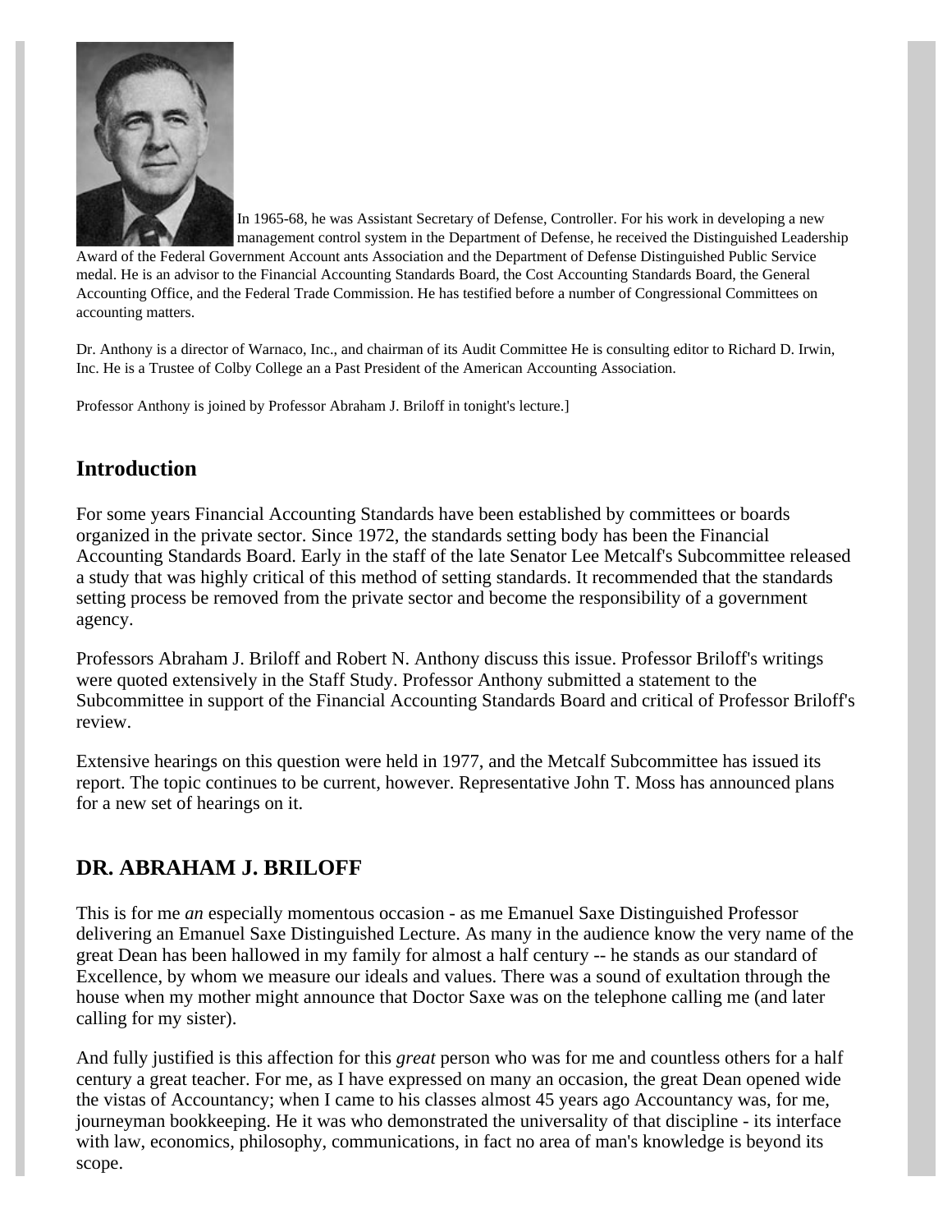In 1965-68, he was Assistant Secretary of Defense, Controller. For his work in developing a new management control system in the Department of Defense, he received the Distinguished Leadership Award of the Federal Government Account ants Association and the Department of Defense Distinguished Public Service medal. He is an advisor to the Financial Accounting Standards Board, the Cost Accounting Standards Board, the General Accounting Office, and the Federal Trade Commission. He has testified before a number of Congressional Committees on accounting matters.

Dr. Anthony is a director of Warnaco, Inc., and chairman of its Audit Committee He is consulting editor to Richard D. Irwin, Inc. He is a Trustee of Colby College an a Past President of the American Accounting Association.

Professor Anthony is joined by Professor Abraham J. Briloff in tonight's lecture.]

## Introduction

For some years Financial Accounting Standards have been established by committees or boards organized in the private sector. Since 1972, the standards setting body has been the Financial Accounting Standards Board. Early in the staff of the late Senator Lee Metcalf's Subcommittee released a study that was highly critical of this method of setting standards. It recommended that the standards setting process be removed from the private sector and become the responsibility of a government agency.

Professors Abraham J. Briloff and Robert N. Anthony discuss this issue. Professor Briloff's writings were quoted extensively in the Staff Study. Professor Anthony submitted a statement to the Subcommittee in support of the Financial Accounting Standards Board and critical of Professor Briloff's review.

Extensive hearings on this question were held in 1977, and the Metcalf Subcommittee has issued its report. The topic continues to be current, however. Representative John T. Moss has announced plans for a new set of hearings on it.

## DR. ABRAHAM J. BRILOFF

This is for me *an* especially momentous occasion - as me Emanuel Saxe Distinguished Professor delivering an Emanuel Saxe Distinguished Lecture. As many in the audience know the very name of the great Dean has been hallowed in my family for almost a half century -- he stands as our standard of Excellence, by whom we measure our ideals and values. There was a sound of exultation through the house when my mother might announce that Doctor Saxe was on the telephone calling me (and later calling for my sister).

And fully justified is this affection for this *great* person who was for me and countless others for a half century a great teacher. For me, as I have expressed on many an occasion, the great Dean opened wide the vistas of Accountancy; when I came to his classes almost 45 years ago Accountancy was, for me, journeyman bookkeeping. He it was who demonstrated the universality of that discipline - its interface with law, economics, philosophy, communications, in fact no area of man's knowledge is beyond its scope.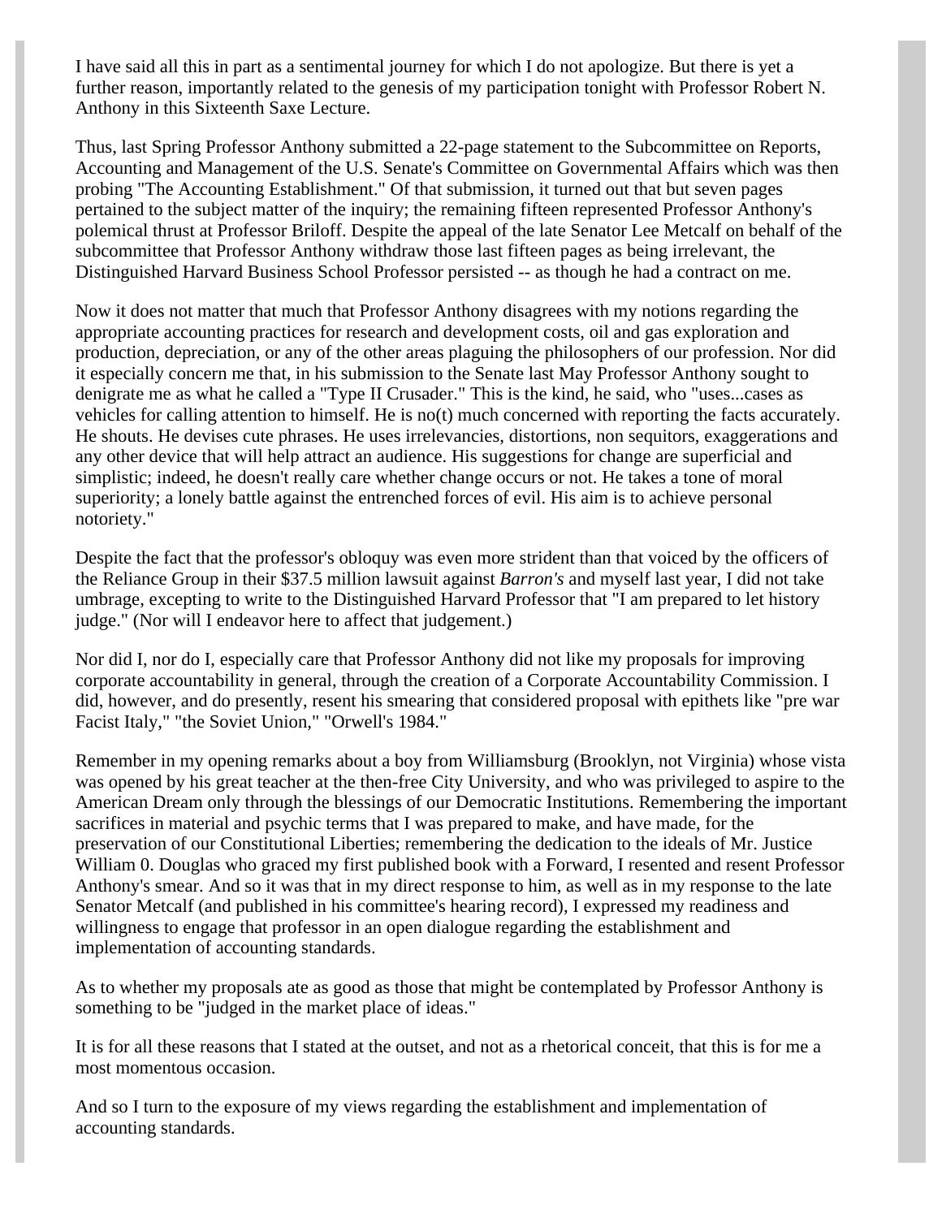I have said all this in part as a sentimental journey for which I do not apologize. But there is yet a further reason, importantly related to the genesis of my participation tonight with Professor Robert N. Anthony in this Sixteenth Saxe Lecture.

Thus, last Spring Professor Anthony submitted a 22-page statement to the Subcommittee on Reports, Accounting and Management of the U.S. Senate's Committee on Governmental Affairs which was then probing "The Accounting Establishment." Of that submission, it turned out that but seven pages pertained to the subject matter of the inquiry; the remaining fifteen represented Professor Anthony's polemical thrust at Professor Briloff. Despite the appeal of the late Senator Lee Metcalf on behalf of the subcommittee that Professor Anthony withdraw those last fifteen pages as being irrelevant, the Distinguished Harvard Business School Professor persisted -- as though he had a contract on me.

Now it does not matter that much that Professor Anthony disagrees with my notions regarding the appropriate accounting practices for research and development costs, oil and gas exploration and production, depreciation, or any of the other areas plaguing the philosophers of our profession. Nor did it especially concern me that, in his submission to the Senate last May Professor Anthony sought to denigrate me as what he called a "Type II Crusader." This is the kind, he said, who "uses...cases as vehicles for calling attention to himself. He is no(t) much concerned with reporting the facts accurately. He shouts. He devises cute phrases. He uses irrelevancies, distortions, non sequitors, exaggerations and any other device that will help attract an audience. His suggestions for change are superficial and simplistic; indeed, he doesn't really care whether change occurs or not. He takes a tone of moral superiority; a lonely battle against the entrenched forces of evil. His aim is to achieve personal notoriety."

Despite the fact that the professor's obloquy was even more strident than that voiced by the officers of the Reliance Group in their $37.5 million lawsuit against *Barron's* and myself last year, I did not take umbrage, excepting to write to the Distinguished Harvard Professor that "I am prepared to let history judge." (Nor will I endeavor here to affect that judgement.)

Nor did I, nor do I, especially care that Professor Anthony did not like my proposals for improving corporate accountability in general, through the creation of a Corporate Accountability Commission. I did, however, and do presently, resent his smearing that considered proposal with epithets like "pre war Facist Italy," "the Soviet Union," "Orwell's 1984."

Remember in my opening remarks about a boy from Williamsburg (Brooklyn, not Virginia) whose vista was opened by his great teacher at the then-free City University, and who was privileged to aspire to the American Dream only through the blessings of our Democratic Institutions. Remembering the important sacrifices in material and psychic terms that I was prepared to make, and have made, for the preservation of our Constitutional Liberties; remembering the dedication to the ideals of Mr. Justice William 0. Douglas who graced my first published book with a Forward, I resented and resent Professor Anthony's smear. And so it was that in my direct response to him, as well as in my response to the late Senator Metcalf (and published in his committee's hearing record), I expressed my readiness and willingness to engage that professor in an open dialogue regarding the establishment and implementation of accounting standards.

As to whether my proposals ate as good as those that might be contemplated by Professor Anthony is something to be "judged in the market place of ideas."

It is for all these reasons that I stated at the outset, and not as a rhetorical conceit, that this is for me a most momentous occasion.

And so I turn to the exposure of my views regarding the establishment and implementation of accounting standards.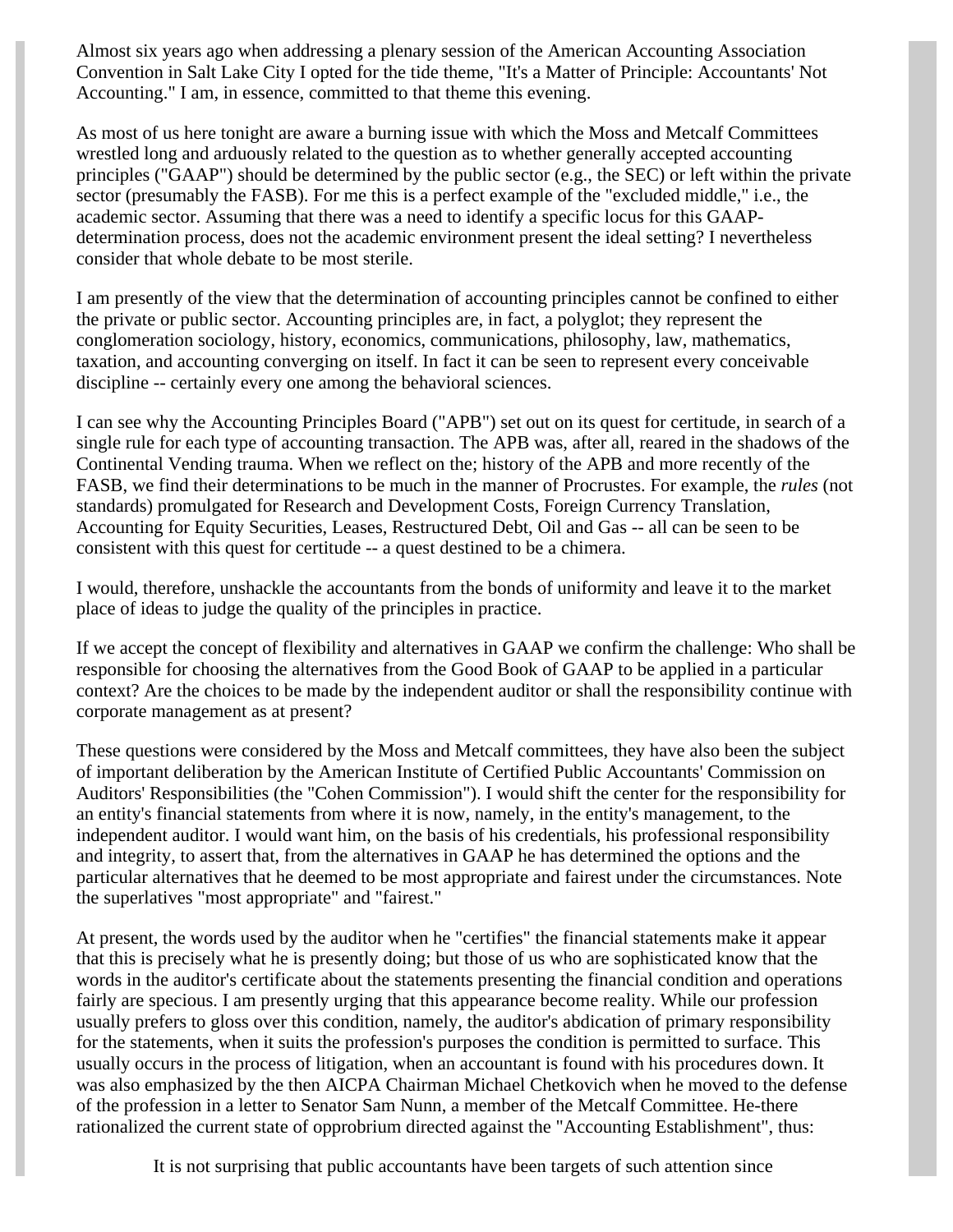Almost six years ago when addressing a plenary session of the American Accounting Association Convention in Salt Lake City I opted for the tide theme, "It's a Matter of Principle: Accountants' Not Accounting." I am, in essence, committed to that theme this evening.

As most of us here tonight are aware a burning issue with which the Moss and Metcalf Committees wrestled long and arduously related to the question as to whether generally accepted accounting principles ("GAAP") should be determined by the public sector (e.g., the SEC) or left within the private sector (presumably the FASB). For me this is a perfect example of the "excluded middle," i.e., the academic sector. Assuming that there was a need to identify a specific locus for this GAAP-determination process, does not the academic environment present the ideal setting? I nevertheless consider that whole debate to be most sterile.

I am presently of the view that the determination of accounting principles cannot be confined to either the private or public sector. Accounting principles are, in fact, a polyglot; they represent the conglomeration sociology, history, economics, communications, philosophy, law, mathematics, taxation, and accounting converging on itself. In fact it can be seen to represent every conceivable discipline -- certainly every one among the behavioral sciences.

I can see why the Accounting Principles Board ("APB") set out on its quest for certitude, in search of a single rule for each type of accounting transaction. The APB was, after all, reared in the shadows of the Continental Vending trauma. When we reflect on the; history of the APB and more recently of the FASB, we find their determinations to be much in the manner of Procrustes. For example, the *rules* (not standards) promulgated for Research and Development Costs, Foreign Currency Translation, Accounting for Equity Securities, Leases, Restructured Debt, Oil and Gas -- all can be seen to be consistent with this quest for certitude -- a quest destined to be a chimera.

I would, therefore, unshackle the accountants from the bonds of uniformity and leave it to the market place of ideas to judge the quality of the principles in practice.

If we accept the concept of flexibility and alternatives in GAAP we confirm the challenge: Who shall be responsible for choosing the alternatives from the Good Book of GAAP to be applied in a particular context? Are the choices to be made by the independent auditor or shall the responsibility continue with corporate management as at present?

These questions were considered by the Moss and Metcalf committees, they have also been the subject of important deliberation by the American Institute of Certified Public Accountants' Commission on Auditors' Responsibilities (the "Cohen Commission"). I would shift the center for the responsibility for an entity's financial statements from where it is now, namely, in the entity's management, to the independent auditor. I would want him, on the basis of his credentials, his professional responsibility and integrity, to assert that, from the alternatives in GAAP he has determined the options and the particular alternatives that he deemed to be most appropriate and fairest under the circumstances. Note the superlatives "most appropriate" and "fairest."

At present, the words used by the auditor when he "certifies" the financial statements make it appear that this is precisely what he is presently doing; but those of us who are sophisticated know that the words in the auditor's certificate about the statements presenting the financial condition and operations fairly are specious. I am presently urging that this appearance become reality. While our profession usually prefers to gloss over this condition, namely, the auditor's abdication of primary responsibility for the statements, when it suits the profession's purposes the condition is permitted to surface. This usually occurs in the process of litigation, when an accountant is found with his procedures down. It was also emphasized by the then AICPA Chairman Michael Chetkovich when he moved to the defense of the profession in a letter to Senator Sam Nunn, a member of the Metcalf Committee. He-there rationalized the current state of opprobrium directed against the "Accounting Establishment", thus:

> It is not surprising that public accountants have been targets of such attention since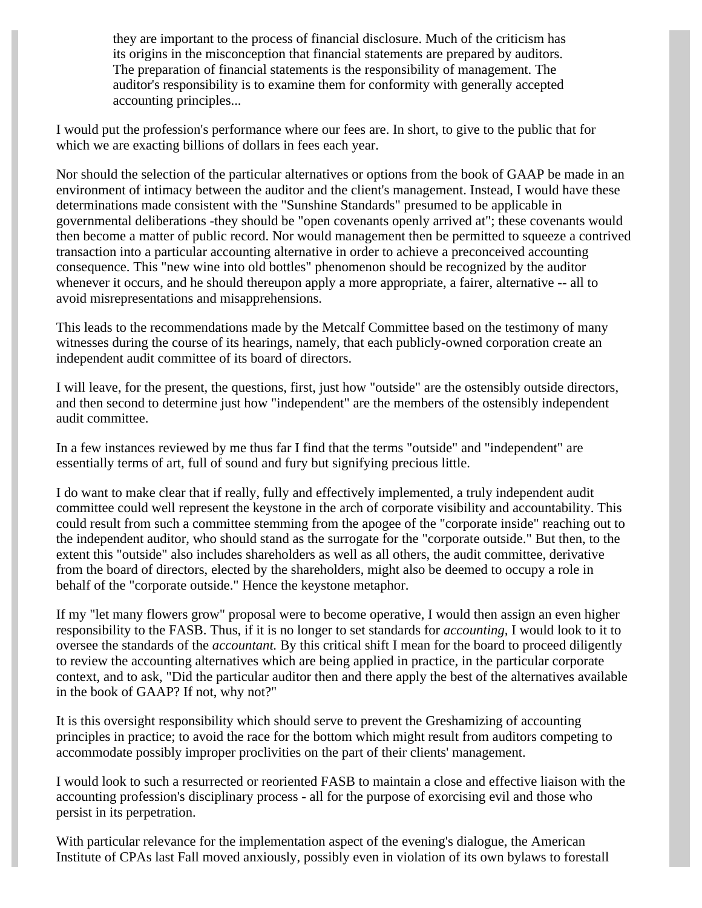> they are important to the process of financial disclosure. Much of the criticism has its origins in the misconception that financial statements are prepared by auditors. The preparation of financial statements is the responsibility of management. The auditor's responsibility is to examine them for conformity with generally accepted accounting principles...

I would put the profession's performance where our fees are. In short, to give to the public that for which we are exacting billions of dollars in fees each year.

Nor should the selection of the particular alternatives or options from the book of GAAP be made in an environment of intimacy between the auditor and the client's management. Instead, I would have these determinations made consistent with the "Sunshine Standards" presumed to be applicable in governmental deliberations -they should be "open covenants openly arrived at"; these covenants would then become a matter of public record. Nor would management then be permitted to squeeze a contrived transaction into a particular accounting alternative in order to achieve a preconceived accounting consequence. This "new wine into old bottles" phenomenon should be recognized by the auditor whenever it occurs, and he should thereupon apply a more appropriate, a fairer, alternative -- all to avoid misrepresentations and misapprehensions.

This leads to the recommendations made by the Metcalf Committee based on the testimony of many witnesses during the course of its hearings, namely, that each publicly-owned corporation create an independent audit committee of its board of directors.

I will leave, for the present, the questions, first, just how "outside" are the ostensibly outside directors, and then second to determine just how "independent" are the members of the ostensibly independent audit committee.

In a few instances reviewed by me thus far I find that the terms "outside" and "independent" are essentially terms of art, full of sound and fury but signifying precious little.

I do want to make clear that if really, fully and effectively implemented, a truly independent audit committee could well represent the keystone in the arch of corporate visibility and accountability. This could result from such a committee stemming from the apogee of the "corporate inside" reaching out to the independent auditor, who should stand as the surrogate for the "corporate outside." But then, to the extent this "outside" also includes shareholders as well as all others, the audit committee, derivative from the board of directors, elected by the shareholders, might also be deemed to occupy a role in behalf of the "corporate outside." Hence the keystone metaphor.

If my "let many flowers grow" proposal were to become operative, I would then assign an even higher responsibility to the FASB. Thus, if it is no longer to set standards for *accounting*, I would look to it to oversee the standards of the *accountant.* By this critical shift I mean for the board to proceed diligently to review the accounting alternatives which are being applied in practice, in the particular corporate context, and to ask, "Did the particular auditor then and there apply the best of the alternatives available in the book of GAAP? If not, why not?"

It is this oversight responsibility which should serve to prevent the Greshamizing of accounting principles in practice; to avoid the race for the bottom which might result from auditors competing to accommodate possibly improper proclivities on the part of their clients' management.

I would look to such a resurrected or reoriented FASB to maintain a close and effective liaison with the accounting profession's disciplinary process - all for the purpose of exorcising evil and those who persist in its perpetration.

With particular relevance for the implementation aspect of the evening's dialogue, the American Institute of CPAs last Fall moved anxiously, possibly even in violation of its own bylaws to forestall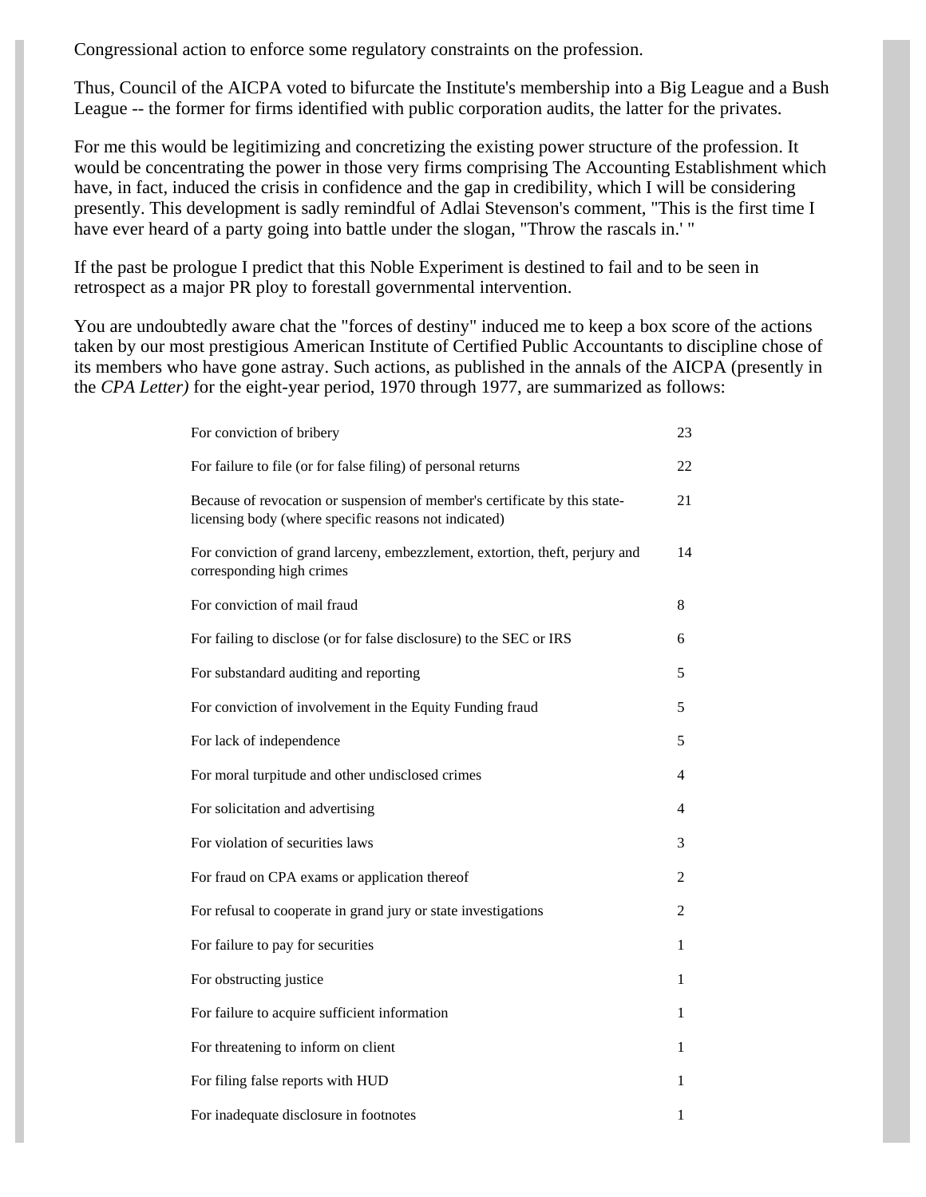Congressional action to enforce some regulatory constraints on the profession.

Thus, Council of the AICPA voted to bifurcate the Institute's membership into a Big League and a Bush League -- the former for firms identified with public corporation audits, the latter for the privates.

For me this would be legitimizing and concretizing the existing power structure of the profession. It would be concentrating the power in those very firms comprising The Accounting Establishment which have, in fact, induced the crisis in confidence and the gap in credibility, which I will be considering presently. This development is sadly remindful of Adlai Stevenson's comment, "This is the first time I have ever heard of a party going into battle under the slogan, "Throw the rascals in.' "

If the past be prologue I predict that this Noble Experiment is destined to fail and to be seen in retrospect as a major PR ploy to forestall governmental intervention.

You are undoubtedly aware chat the "forces of destiny" induced me to keep a box score of the actions taken by our most prestigious American Institute of Certified Public Accountants to discipline chose of its members who have gone astray. Such actions, as published in the annals of the AICPA (presently in the *CPA Letter)* for the eight-year period, 1970 through 1977, are summarized as follows:

| | |
|---|---|
| For conviction of bribery | 23 |
| For failure to file (or for false filing) of personal returns | 22 |
| Because of revocation or suspension of member's certificate by this state-licensing body (where specific reasons not indicated) | 21 |
| For conviction of grand larceny, embezzlement, extortion, theft, perjury and corresponding high crimes | 14 |
| For conviction of mail fraud | 8 |
| For failing to disclose (or for false disclosure) to the SEC or IRS | 6 |
| For substandard auditing and reporting | 5 |
| For conviction of involvement in the Equity Funding fraud | 5 |
| For lack of independence | 5 |
| For moral turpitude and other undisclosed crimes | 4 |
| For solicitation and advertising | 4 |
| For violation of securities laws | 3 |
| For fraud on CPA exams or application thereof | 2 |
| For refusal to cooperate in grand jury or state investigations | 2 |
| For failure to pay for securities | 1 |
| For obstructing justice | 1 |
| For failure to acquire sufficient information | 1 |
| For threatening to inform on client | 1 |
| For filing false reports with HUD | 1 |
| For inadequate disclosure in footnotes | 1 |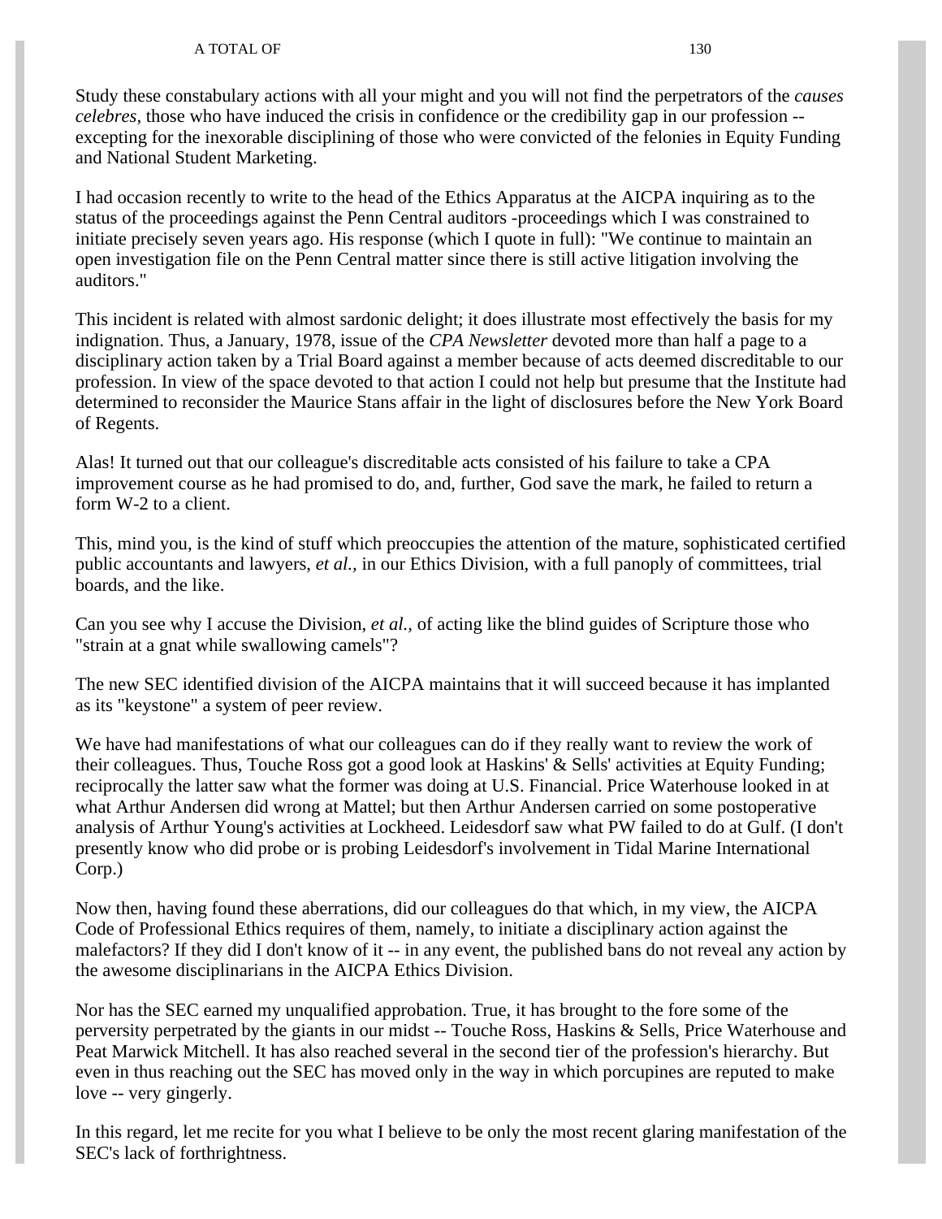Study these constabulary actions with all your might and you will not find the perpetrators of the *causes celebres,* those who have induced the crisis in confidence or the credibility gap in our profession -- excepting for the inexorable disciplining of those who were convicted of the felonies in Equity Funding and National Student Marketing.

I had occasion recently to write to the head of the Ethics Apparatus at the AICPA inquiring as to the status of the proceedings against the Penn Central auditors -proceedings which I was constrained to initiate precisely seven years ago. His response (which I quote in full): "We continue to maintain an open investigation file on the Penn Central matter since there is still active litigation involving the auditors."

This incident is related with almost sardonic delight; it does illustrate most effectively the basis for my indignation. Thus, a January, 1978, issue of the *CPA Newsletter* devoted more than half a page to a disciplinary action taken by a Trial Board against a member because of acts deemed discreditable to our profession. In view of the space devoted to that action I could not help but presume that the Institute had determined to reconsider the Maurice Stans affair in the light of disclosures before the New York Board of Regents.

Alas! It turned out that our colleague's discreditable acts consisted of his failure to take a CPA improvement course as he had promised to do, and, further, God save the mark, he failed to return a form W-2 to a client.

This, mind you, is the kind of stuff which preoccupies the attention of the mature, sophisticated certified public accountants and lawyers, *et al.,* in our Ethics Division, with a full panoply of committees, trial boards, and the like.

Can you see why I accuse the Division, *et al.,* of acting like the blind guides of Scripture those who "strain at a gnat while swallowing camels"?

The new SEC identified division of the AICPA maintains that it will succeed because it has implanted as its "keystone" a system of peer review.

We have had manifestations of what our colleagues can do if they really want to review the work of their colleagues. Thus, Touche Ross got a good look at Haskins' & Sells' activities at Equity Funding; reciprocally the latter saw what the former was doing at U.S. Financial. Price Waterhouse looked in at what Arthur Andersen did wrong at Mattel; but then Arthur Andersen carried on some postoperative analysis of Arthur Young's activities at Lockheed. Leidesdorf saw what PW failed to do at Gulf. (I don't presently know who did probe or is probing Leidesdorf's involvement in Tidal Marine International Corp.)

Now then, having found these aberrations, did our colleagues do that which, in my view, the AICPA Code of Professional Ethics requires of them, namely, to initiate a disciplinary action against the malefactors? If they did I don't know of it -- in any event, the published bans do not reveal any action by the awesome disciplinarians in the AICPA Ethics Division.

Nor has the SEC earned my unqualified approbation. True, it has brought to the fore some of the perversity perpetrated by the giants in our midst -- Touche Ross, Haskins & Sells, Price Waterhouse and Peat Marwick Mitchell. It has also reached several in the second tier of the profession's hierarchy. But even in thus reaching out the SEC has moved only in the way in which porcupines are reputed to make love -- very gingerly.

In this regard, let me recite for you what I believe to be only the most recent glaring manifestation of the SEC's lack of forthrightness.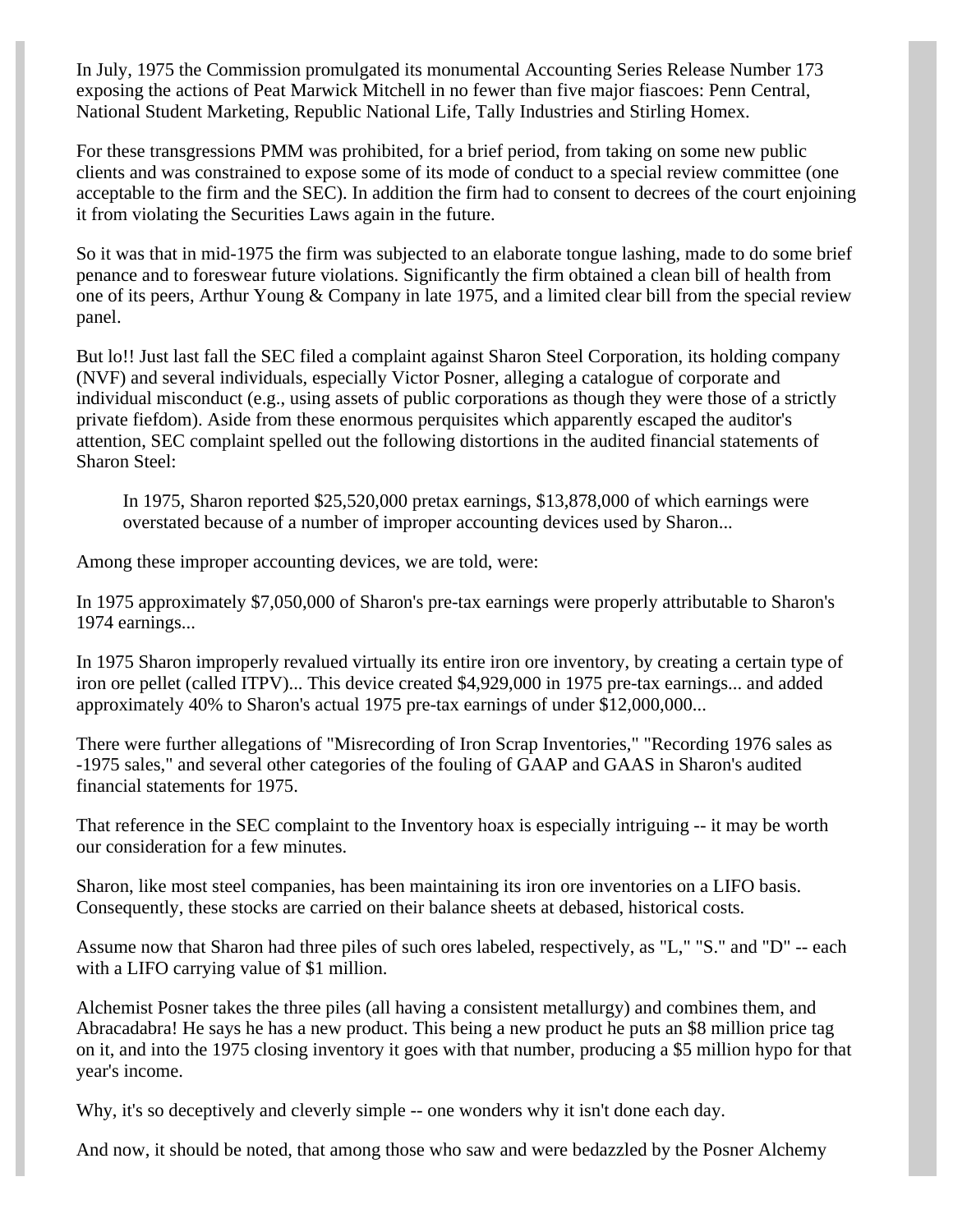In July, 1975 the Commission promulgated its monumental Accounting Series Release Number 173 exposing the actions of Peat Marwick Mitchell in no fewer than five major fiascoes: Penn Central, National Student Marketing, Republic National Life, Tally Industries and Stirling Homex.

For these transgressions PMM was prohibited, for a brief period, from taking on some new public clients and was constrained to expose some of its mode of conduct to a special review committee (one acceptable to the firm and the SEC). In addition the firm had to consent to decrees of the court enjoining it from violating the Securities Laws again in the future.

So it was that in mid-1975 the firm was subjected to an elaborate tongue lashing, made to do some brief penance and to foreswear future violations. Significantly the firm obtained a clean bill of health from one of its peers, Arthur Young & Company in late 1975, and a limited clear bill from the special review panel.

But lo!! Just last fall the SEC filed a complaint against Sharon Steel Corporation, its holding company (NVF) and several individuals, especially Victor Posner, alleging a catalogue of corporate and individual misconduct (e.g., using assets of public corporations as though they were those of a strictly private fiefdom). Aside from these enormous perquisites which apparently escaped the auditor's attention, SEC complaint spelled out the following distortions in the audited financial statements of Sharon Steel:

> In 1975, Sharon reported $25,520,000 pretax earnings, $13,878,000 of which earnings were overstated because of a number of improper accounting devices used by Sharon...

Among these improper accounting devices, we are told, were:

In 1975 approximately $7,050,000 of Sharon's pre-tax earnings were properly attributable to Sharon's 1974 earnings...

In 1975 Sharon improperly revalued virtually its entire iron ore inventory, by creating a certain type of iron ore pellet (called ITPV)... This device created $4,929,000 in 1975 pre-tax earnings... and added approximately 40% to Sharon's actual 1975 pre-tax earnings of under $12,000,000...

There were further allegations of "Misrecording of Iron Scrap Inventories," "Recording 1976 sales as -1975 sales," and several other categories of the fouling of GAAP and GAAS in Sharon's audited financial statements for 1975.

That reference in the SEC complaint to the Inventory hoax is especially intriguing -- it may be worth our consideration for a few minutes.

Sharon, like most steel companies, has been maintaining its iron ore inventories on a LIFO basis. Consequently, these stocks are carried on their balance sheets at debased, historical costs.

Assume now that Sharon had three piles of such ores labeled, respectively, as "L," "S." and "D" -- each with a LIFO carrying value of $1 million.

Alchemist Posner takes the three piles (all having a consistent metallurgy) and combines them, and Abracadabra! He says he has a new product. This being a new product he puts an $8 million price tag on it, and into the 1975 closing inventory it goes with that number, producing a $5 million hypo for that year's income.

Why, it's so deceptively and cleverly simple -- one wonders why it isn't done each day.

And now, it should be noted, that among those who saw and were bedazzled by the Posner Alchemy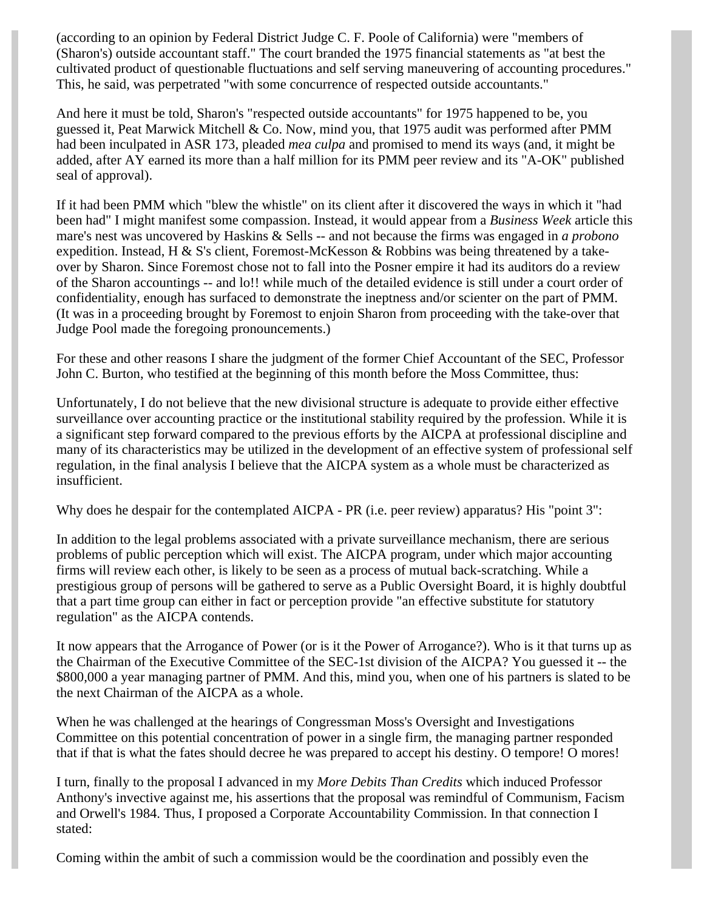(according to an opinion by Federal District Judge C. F. Poole of California) were "members of (Sharon's) outside accountant staff." The court branded the 1975 financial statements as "at best the cultivated product of questionable fluctuations and self serving maneuvering of accounting procedures." This, he said, was perpetrated "with some concurrence of respected outside accountants."

And here it must be told, Sharon's "respected outside accountants" for 1975 happened to be, you guessed it, Peat Marwick Mitchell & Co. Now, mind you, that 1975 audit was performed after PMM had been inculpated in ASR 173, pleaded *mea culpa* and promised to mend its ways (and, it might be added, after AY earned its more than a half million for its PMM peer review and its "A-OK" published seal of approval).

If it had been PMM which "blew the whistle" on its client after it discovered the ways in which it "had been had" I might manifest some compassion. Instead, it would appear from a *Business Week* article this mare's nest was uncovered by Haskins & Sells -- and not because the firms was engaged in *a probono* expedition. Instead, H & S's client, Foremost-McKesson & Robbins was being threatened by a take-over by Sharon. Since Foremost chose not to fall into the Posner empire it had its auditors do a review of the Sharon accountings -- and lo!! while much of the detailed evidence is still under a court order of confidentiality, enough has surfaced to demonstrate the ineptness and/or scienter on the part of PMM. (It was in a proceeding brought by Foremost to enjoin Sharon from proceeding with the take-over that Judge Pool made the foregoing pronouncements.)

For these and other reasons I share the judgment of the former Chief Accountant of the SEC, Professor John C. Burton, who testified at the beginning of this month before the Moss Committee, thus:

Unfortunately, I do not believe that the new divisional structure is adequate to provide either effective surveillance over accounting practice or the institutional stability required by the profession. While it is a significant step forward compared to the previous efforts by the AICPA at professional discipline and many of its characteristics may be utilized in the development of an effective system of professional self regulation, in the final analysis I believe that the AICPA system as a whole must be characterized as insufficient.

Why does he despair for the contemplated AICPA - PR (i.e. peer review) apparatus? His "point 3":

In addition to the legal problems associated with a private surveillance mechanism, there are serious problems of public perception which will exist. The AICPA program, under which major accounting firms will review each other, is likely to be seen as a process of mutual back-scratching. While a prestigious group of persons will be gathered to serve as a Public Oversight Board, it is highly doubtful that a part time group can either in fact or perception provide "an effective substitute for statutory regulation" as the AICPA contends.

It now appears that the Arrogance of Power (or is it the Power of Arrogance?). Who is it that turns up as the Chairman of the Executive Committee of the SEC-1st division of the AICPA? You guessed it -- the $800,000 a year managing partner of PMM. And this, mind you, when one of his partners is slated to be the next Chairman of the AICPA as a whole.

When he was challenged at the hearings of Congressman Moss's Oversight and Investigations Committee on this potential concentration of power in a single firm, the managing partner responded that if that is what the fates should decree he was prepared to accept his destiny. O tempore! O mores!

I turn, finally to the proposal I advanced in my *More Debits Than Credits* which induced Professor Anthony's invective against me, his assertions that the proposal was remindful of Communism, Facism and Orwell's 1984. Thus, I proposed a Corporate Accountability Commission. In that connection I stated:

Coming within the ambit of such a commission would be the coordination and possibly even the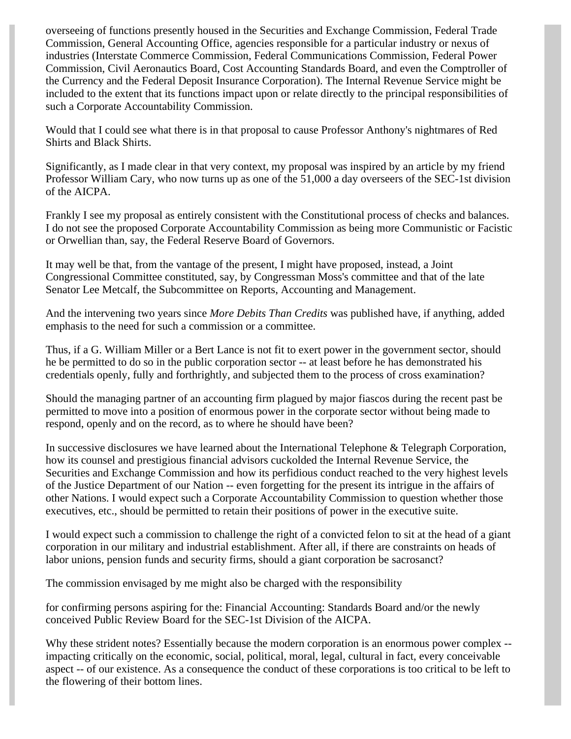overseeing of functions presently housed in the Securities and Exchange Commission, Federal Trade Commission, General Accounting Office, agencies responsible for a particular industry or nexus of industries (Interstate Commerce Commission, Federal Communications Commission, Federal Power Commission, Civil Aeronautics Board, Cost Accounting Standards Board, and even the Comptroller of the Currency and the Federal Deposit Insurance Corporation). The Internal Revenue Service might be included to the extent that its functions impact upon or relate directly to the principal responsibilities of such a Corporate Accountability Commission.

Would that I could see what there is in that proposal to cause Professor Anthony's nightmares of Red Shirts and Black Shirts.

Significantly, as I made clear in that very context, my proposal was inspired by an article by my friend Professor William Cary, who now turns up as one of the 51,000 a day overseers of the SEC-1st division of the AICPA.

Frankly I see my proposal as entirely consistent with the Constitutional process of checks and balances. I do not see the proposed Corporate Accountability Commission as being more Communistic or Facistic or Orwellian than, say, the Federal Reserve Board of Governors.

It may well be that, from the vantage of the present, I might have proposed, instead, a Joint Congressional Committee constituted, say, by Congressman Moss's committee and that of the late Senator Lee Metcalf, the Subcommittee on Reports, Accounting and Management.

And the intervening two years since *More Debits Than Credits* was published have, if anything, added emphasis to the need for such a commission or a committee.

Thus, if a G. William Miller or a Bert Lance is not fit to exert power in the government sector, should he be permitted to do so in the public corporation sector -- at least before he has demonstrated his credentials openly, fully and forthrightly, and subjected them to the process of cross examination?

Should the managing partner of an accounting firm plagued by major fiascos during the recent past be permitted to move into a position of enormous power in the corporate sector without being made to respond, openly and on the record, as to where he should have been?

In successive disclosures we have learned about the International Telephone & Telegraph Corporation, how its counsel and prestigious financial advisors cuckolded the Internal Revenue Service, the Securities and Exchange Commission and how its perfidious conduct reached to the very highest levels of the Justice Department of our Nation -- even forgetting for the present its intrigue in the affairs of other Nations. I would expect such a Corporate Accountability Commission to question whether those executives, etc., should be permitted to retain their positions of power in the executive suite.

I would expect such a commission to challenge the right of a convicted felon to sit at the head of a giant corporation in our military and industrial establishment. After all, if there are constraints on heads of labor unions, pension funds and security firms, should a giant corporation be sacrosanct?

The commission envisaged by me might also be charged with the responsibility

for confirming persons aspiring for the: Financial Accounting: Standards Board and/or the newly conceived Public Review Board for the SEC-1st Division of the AICPA.

Why these strident notes? Essentially because the modern corporation is an enormous power complex -- impacting critically on the economic, social, political, moral, legal, cultural in fact, every conceivable aspect -- of our existence. As a consequence the conduct of these corporations is too critical to be left to the flowering of their bottom lines.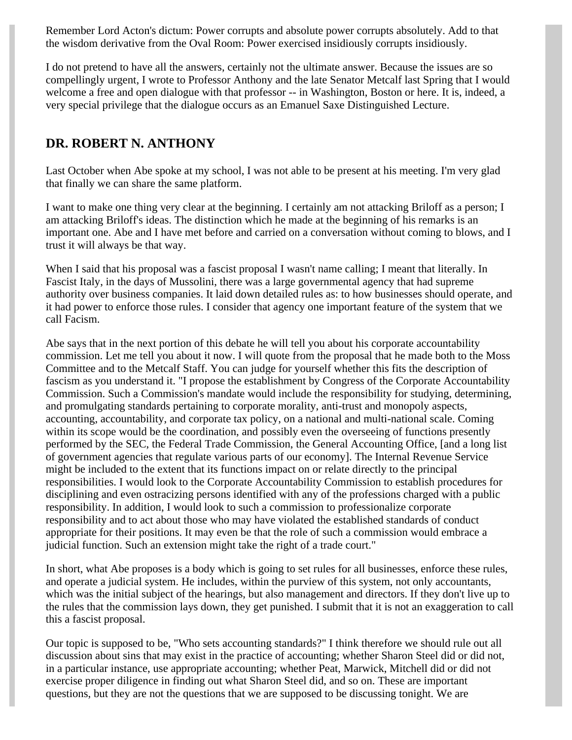Remember Lord Acton's dictum: Power corrupts and absolute power corrupts absolutely. Add to that the wisdom derivative from the Oval Room: Power exercised insidiously corrupts insidiously.

I do not pretend to have all the answers, certainly not the ultimate answer. Because the issues are so compellingly urgent, I wrote to Professor Anthony and the late Senator Metcalf last Spring that I would welcome a free and open dialogue with that professor -- in Washington, Boston or here. It is, indeed, a very special privilege that the dialogue occurs as an Emanuel Saxe Distinguished Lecture.

## DR. ROBERT N. ANTHONY

Last October when Abe spoke at my school, I was not able to be present at his meeting. I'm very glad that finally we can share the same platform.

I want to make one thing very clear at the beginning. I certainly am not attacking Briloff as a person; I am attacking Briloff's ideas. The distinction which he made at the beginning of his remarks is an important one. Abe and I have met before and carried on a conversation without coming to blows, and I trust it will always be that way.

When I said that his proposal was a fascist proposal I wasn't name calling; I meant that literally. In Fascist Italy, in the days of Mussolini, there was a large governmental agency that had supreme authority over business companies. It laid down detailed rules as: to how businesses should operate, and it had power to enforce those rules. I consider that agency one important feature of the system that we call Facism.

Abe says that in the next portion of this debate he will tell you about his corporate accountability commission. Let me tell you about it now. I will quote from the proposal that he made both to the Moss Committee and to the Metcalf Staff. You can judge for yourself whether this fits the description of fascism as you understand it. "I propose the establishment by Congress of the Corporate Accountability Commission. Such a Commission's mandate would include the responsibility for studying, determining, and promulgating standards pertaining to corporate morality, anti-trust and monopoly aspects, accounting, accountability, and corporate tax policy, on a national and multi-national scale. Coming within its scope would be the coordination, and possibly even the overseeing of functions presently performed by the SEC, the Federal Trade Commission, the General Accounting Office, [and a long list of government agencies that regulate various parts of our economy]. The Internal Revenue Service might be included to the extent that its functions impact on or relate directly to the principal responsibilities. I would look to the Corporate Accountability Commission to establish procedures for disciplining and even ostracizing persons identified with any of the professions charged with a public responsibility. In addition, I would look to such a commission to professionalize corporate responsibility and to act about those who may have violated the established standards of conduct appropriate for their positions. It may even be that the role of such a commission would embrace a judicial function. Such an extension might take the right of a trade court."

In short, what Abe proposes is a body which is going to set rules for all businesses, enforce these rules, and operate a judicial system. He includes, within the purview of this system, not only accountants, which was the initial subject of the hearings, but also management and directors. If they don't live up to the rules that the commission lays down, they get punished. I submit that it is not an exaggeration to call this a fascist proposal.

Our topic is supposed to be, "Who sets accounting standards?" I think therefore we should rule out all discussion about sins that may exist in the practice of accounting; whether Sharon Steel did or did not, in a particular instance, use appropriate accounting; whether Peat, Marwick, Mitchell did or did not exercise proper diligence in finding out what Sharon Steel did, and so on. These are important questions, but they are not the questions that we are supposed to be discussing tonight. We are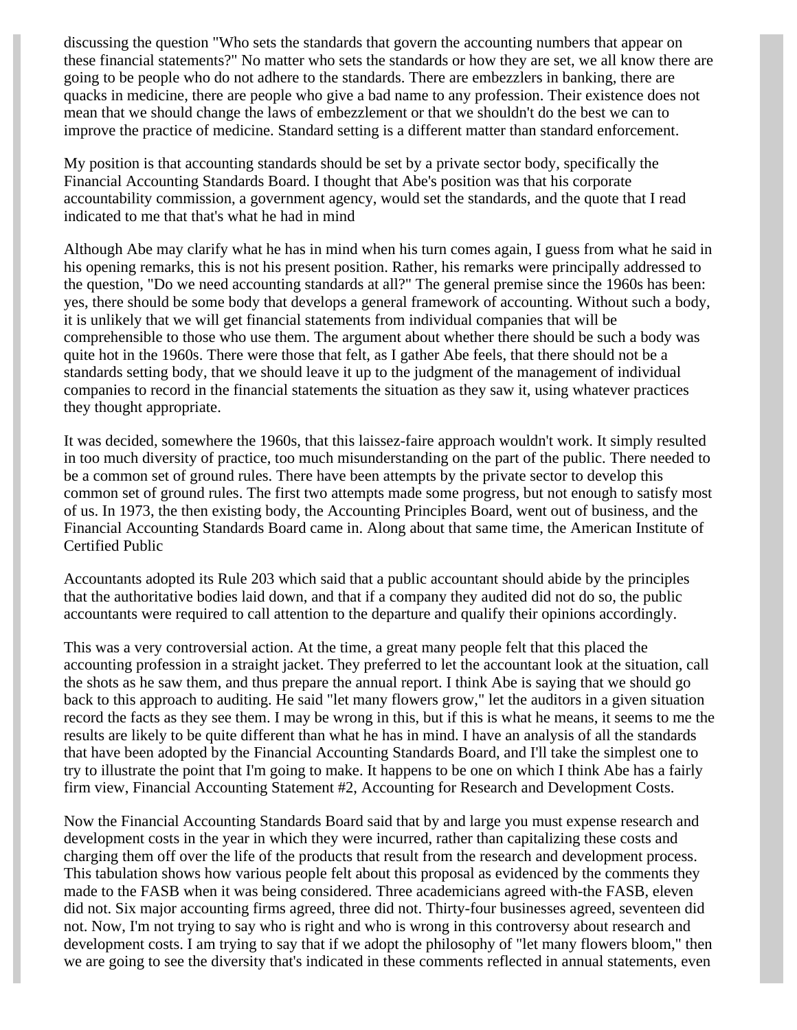discussing the question "Who sets the standards that govern the accounting numbers that appear on these financial statements?" No matter who sets the standards or how they are set, we all know there are going to be people who do not adhere to the standards. There are embezzlers in banking, there are quacks in medicine, there are people who give a bad name to any profession. Their existence does not mean that we should change the laws of embezzlement or that we shouldn't do the best we can to improve the practice of medicine. Standard setting is a different matter than standard enforcement.

My position is that accounting standards should be set by a private sector body, specifically the Financial Accounting Standards Board. I thought that Abe's position was that his corporate accountability commission, a government agency, would set the standards, and the quote that I read indicated to me that that's what he had in mind

Although Abe may clarify what he has in mind when his turn comes again, I guess from what he said in his opening remarks, this is not his present position. Rather, his remarks were principally addressed to the question, "Do we need accounting standards at all?" The general premise since the 1960s has been: yes, there should be some body that develops a general framework of accounting. Without such a body, it is unlikely that we will get financial statements from individual companies that will be comprehensible to those who use them. The argument about whether there should be such a body was quite hot in the 1960s. There were those that felt, as I gather Abe feels, that there should not be a standards setting body, that we should leave it up to the judgment of the management of individual companies to record in the financial statements the situation as they saw it, using whatever practices they thought appropriate.

It was decided, somewhere the 1960s, that this laissez-faire approach wouldn't work. It simply resulted in too much diversity of practice, too much misunderstanding on the part of the public. There needed to be a common set of ground rules. There have been attempts by the private sector to develop this common set of ground rules. The first two attempts made some progress, but not enough to satisfy most of us. In 1973, the then existing body, the Accounting Principles Board, went out of business, and the Financial Accounting Standards Board came in. Along about that same time, the American Institute of Certified Public

Accountants adopted its Rule 203 which said that a public accountant should abide by the principles that the authoritative bodies laid down, and that if a company they audited did not do so, the public accountants were required to call attention to the departure and qualify their opinions accordingly.

This was a very controversial action. At the time, a great many people felt that this placed the accounting profession in a straight jacket. They preferred to let the accountant look at the situation, call the shots as he saw them, and thus prepare the annual report. I think Abe is saying that we should go back to this approach to auditing. He said "let many flowers grow," let the auditors in a given situation record the facts as they see them. I may be wrong in this, but if this is what he means, it seems to me the results are likely to be quite different than what he has in mind. I have an analysis of all the standards that have been adopted by the Financial Accounting Standards Board, and I'll take the simplest one to try to illustrate the point that I'm going to make. It happens to be one on which I think Abe has a fairly firm view, Financial Accounting Statement #2, Accounting for Research and Development Costs.

Now the Financial Accounting Standards Board said that by and large you must expense research and development costs in the year in which they were incurred, rather than capitalizing these costs and charging them off over the life of the products that result from the research and development process. This tabulation shows how various people felt about this proposal as evidenced by the comments they made to the FASB when it was being considered. Three academicians agreed with-the FASB, eleven did not. Six major accounting firms agreed, three did not. Thirty-four businesses agreed, seventeen did not. Now, I'm not trying to say who is right and who is wrong in this controversy about research and development costs. I am trying to say that if we adopt the philosophy of "let many flowers bloom," then we are going to see the diversity that's indicated in these comments reflected in annual statements, even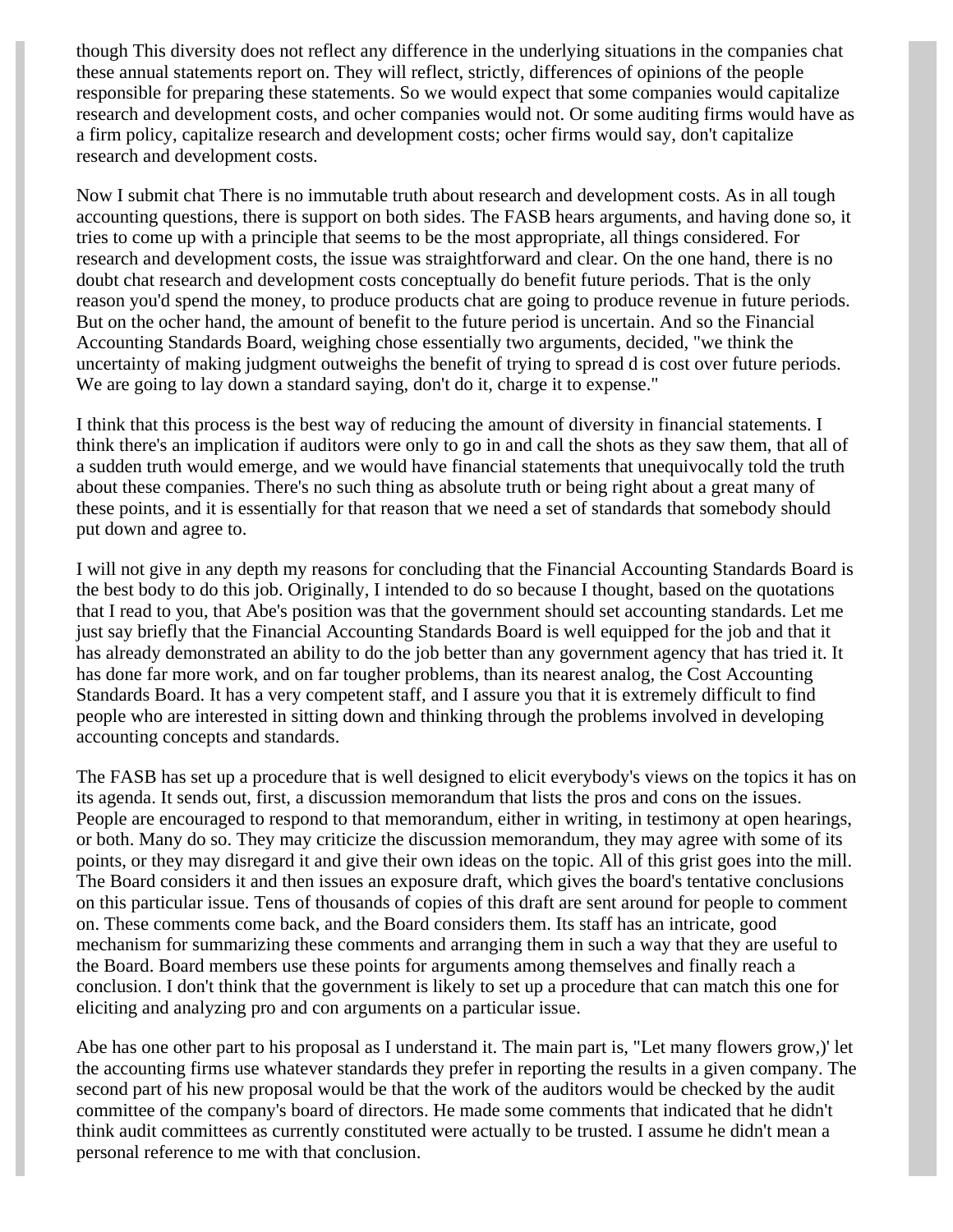though This diversity does not reflect any difference in the underlying situations in the companies chat these annual statements report on. They will reflect, strictly, differences of opinions of the people responsible for preparing these statements. So we would expect that some companies would capitalize research and development costs, and ocher companies would not. Or some auditing firms would have as a firm policy, capitalize research and development costs; ocher firms would say, don't capitalize research and development costs.

Now I submit chat There is no immutable truth about research and development costs. As in all tough accounting questions, there is support on both sides. The FASB hears arguments, and having done so, it tries to come up with a principle that seems to be the most appropriate, all things considered. For research and development costs, the issue was straightforward and clear. On the one hand, there is no doubt chat research and development costs conceptually do benefit future periods. That is the only reason you'd spend the money, to produce products chat are going to produce revenue in future periods. But on the ocher hand, the amount of benefit to the future period is uncertain. And so the Financial Accounting Standards Board, weighing chose essentially two arguments, decided, "we think the uncertainty of making judgment outweighs the benefit of trying to spread d is cost over future periods. We are going to lay down a standard saying, don't do it, charge it to expense."

I think that this process is the best way of reducing the amount of diversity in financial statements. I think there's an implication if auditors were only to go in and call the shots as they saw them, that all of a sudden truth would emerge, and we would have financial statements that unequivocally told the truth about these companies. There's no such thing as absolute truth or being right about a great many of these points, and it is essentially for that reason that we need a set of standards that somebody should put down and agree to.

I will not give in any depth my reasons for concluding that the Financial Accounting Standards Board is the best body to do this job. Originally, I intended to do so because I thought, based on the quotations that I read to you, that Abe's position was that the government should set accounting standards. Let me just say briefly that the Financial Accounting Standards Board is well equipped for the job and that it has already demonstrated an ability to do the job better than any government agency that has tried it. It has done far more work, and on far tougher problems, than its nearest analog, the Cost Accounting Standards Board. It has a very competent staff, and I assure you that it is extremely difficult to find people who are interested in sitting down and thinking through the problems involved in developing accounting concepts and standards.

The FASB has set up a procedure that is well designed to elicit everybody's views on the topics it has on its agenda. It sends out, first, a discussion memorandum that lists the pros and cons on the issues. People are encouraged to respond to that memorandum, either in writing, in testimony at open hearings, or both. Many do so. They may criticize the discussion memorandum, they may agree with some of its points, or they may disregard it and give their own ideas on the topic. All of this grist goes into the mill. The Board considers it and then issues an exposure draft, which gives the board's tentative conclusions on this particular issue. Tens of thousands of copies of this draft are sent around for people to comment on. These comments come back, and the Board considers them. Its staff has an intricate, good mechanism for summarizing these comments and arranging them in such a way that they are useful to the Board. Board members use these points for arguments among themselves and finally reach a conclusion. I don't think that the government is likely to set up a procedure that can match this one for eliciting and analyzing pro and con arguments on a particular issue.

Abe has one other part to his proposal as I understand it. The main part is, "Let many flowers grow,)' let the accounting firms use whatever standards they prefer in reporting the results in a given company. The second part of his new proposal would be that the work of the auditors would be checked by the audit committee of the company's board of directors. He made some comments that indicated that he didn't think audit committees as currently constituted were actually to be trusted. I assume he didn't mean a personal reference to me with that conclusion.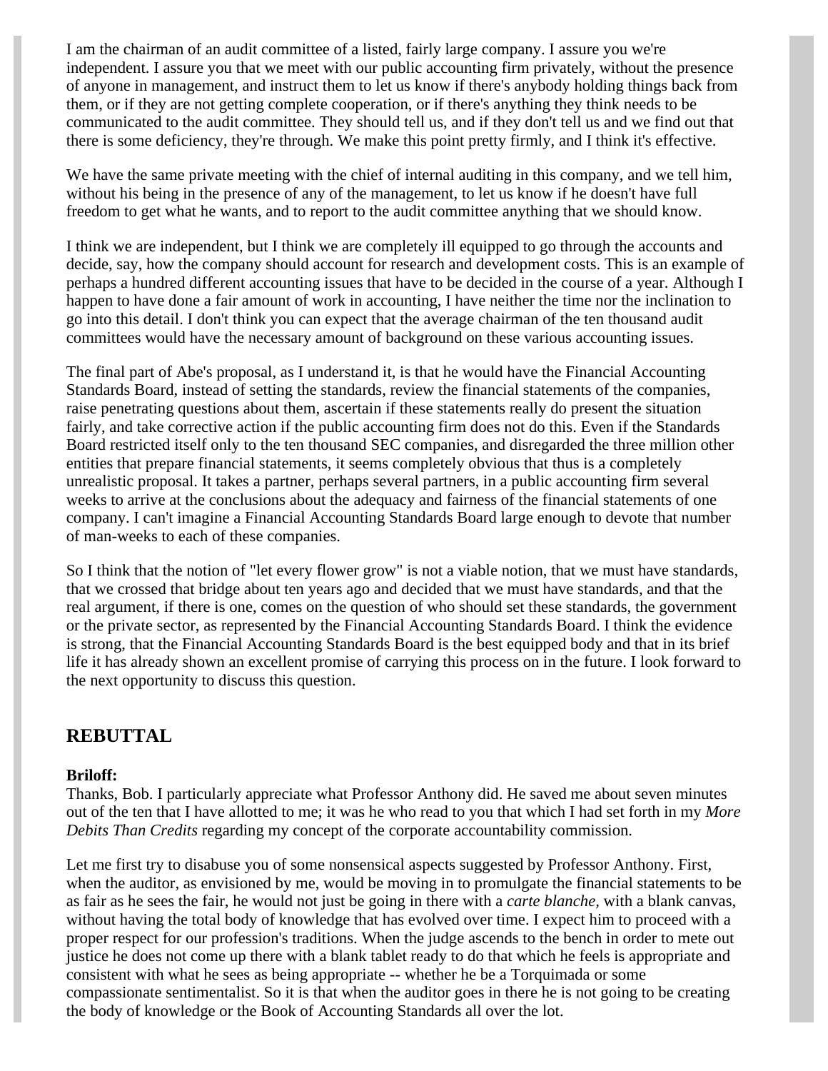I am the chairman of an audit committee of a listed, fairly large company. I assure you we're independent. I assure you that we meet with our public accounting firm privately, without the presence of anyone in management, and instruct them to let us know if there's anybody holding things back from them, or if they are not getting complete cooperation, or if there's anything they think needs to be communicated to the audit committee. They should tell us, and if they don't tell us and we find out that there is some deficiency, they're through. We make this point pretty firmly, and I think it's effective.

We have the same private meeting with the chief of internal auditing in this company, and we tell him, without his being in the presence of any of the management, to let us know if he doesn't have full freedom to get what he wants, and to report to the audit committee anything that we should know.

I think we are independent, but I think we are completely ill equipped to go through the accounts and decide, say, how the company should account for research and development costs. This is an example of perhaps a hundred different accounting issues that have to be decided in the course of a year. Although I happen to have done a fair amount of work in accounting, I have neither the time nor the inclination to go into this detail. I don't think you can expect that the average chairman of the ten thousand audit committees would have the necessary amount of background on these various accounting issues.

The final part of Abe's proposal, as I understand it, is that he would have the Financial Accounting Standards Board, instead of setting the standards, review the financial statements of the companies, raise penetrating questions about them, ascertain if these statements really do present the situation fairly, and take corrective action if the public accounting firm does not do this. Even if the Standards Board restricted itself only to the ten thousand SEC companies, and disregarded the three million other entities that prepare financial statements, it seems completely obvious that thus is a completely unrealistic proposal. It takes a partner, perhaps several partners, in a public accounting firm several weeks to arrive at the conclusions about the adequacy and fairness of the financial statements of one company. I can't imagine a Financial Accounting Standards Board large enough to devote that number of man-weeks to each of these companies.

So I think that the notion of "let every flower grow" is not a viable notion, that we must have standards, that we crossed that bridge about ten years ago and decided that we must have standards, and that the real argument, if there is one, comes on the question of who should set these standards, the government or the private sector, as represented by the Financial Accounting Standards Board. I think the evidence is strong, that the Financial Accounting Standards Board is the best equipped body and that in its brief life it has already shown an excellent promise of carrying this process on in the future. I look forward to the next opportunity to discuss this question.

## REBUTTAL

**Briloff:**
Thanks, Bob. I particularly appreciate what Professor Anthony did. He saved me about seven minutes out of the ten that I have allotted to me; it was he who read to you that which I had set forth in my *More Debits Than Credits* regarding my concept of the corporate accountability commission.

Let me first try to disabuse you of some nonsensical aspects suggested by Professor Anthony. First, when the auditor, as envisioned by me, would be moving in to promulgate the financial statements to be as fair as he sees the fair, he would not just be going in there with a *carte blanche*, with a blank canvas, without having the total body of knowledge that has evolved over time. I expect him to proceed with a proper respect for our profession's traditions. When the judge ascends to the bench in order to mete out justice he does not come up there with a blank tablet ready to do that which he feels is appropriate and consistent with what he sees as being appropriate -- whether he be a Torquimada or some compassionate sentimentalist. So it is that when the auditor goes in there he is not going to be creating the body of knowledge or the Book of Accounting Standards all over the lot.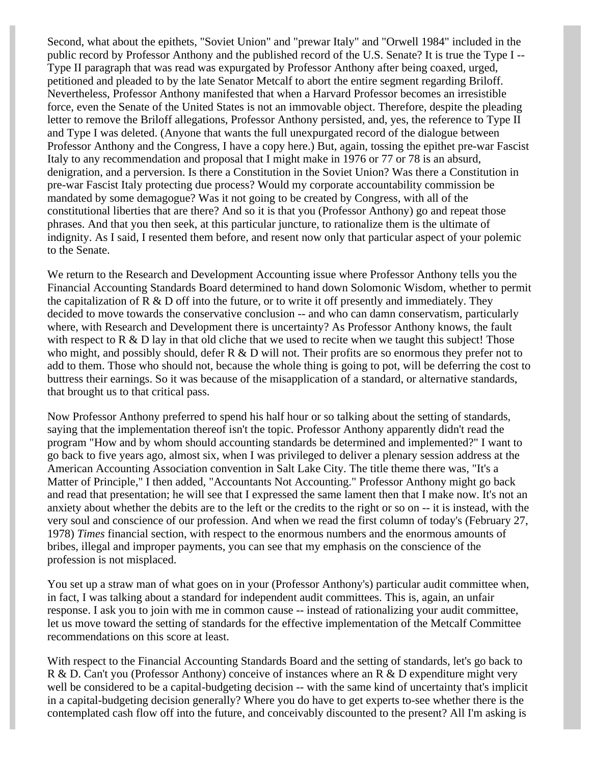Second, what about the epithets, "Soviet Union" and "prewar Italy" and "Orwell 1984" included in the public record by Professor Anthony and the published record of the U.S. Senate? It is true the Type I -- Type II paragraph that was read was expurgated by Professor Anthony after being coaxed, urged, petitioned and pleaded to by the late Senator Metcalf to abort the entire segment regarding Briloff. Nevertheless, Professor Anthony manifested that when a Harvard Professor becomes an irresistible force, even the Senate of the United States is not an immovable object. Therefore, despite the pleading letter to remove the Briloff allegations, Professor Anthony persisted, and, yes, the reference to Type II and Type I was deleted. (Anyone that wants the full unexpurgated record of the dialogue between Professor Anthony and the Congress, I have a copy here.) But, again, tossing the epithet pre-war Fascist Italy to any recommendation and proposal that I might make in 1976 or 77 or 78 is an absurd, denigration, and a perversion. Is there a Constitution in the Soviet Union? Was there a Constitution in pre-war Fascist Italy protecting due process? Would my corporate accountability commission be mandated by some demagogue? Was it not going to be created by Congress, with all of the constitutional liberties that are there? And so it is that you (Professor Anthony) go and repeat those phrases. And that you then seek, at this particular juncture, to rationalize them is the ultimate of indignity. As I said, I resented them before, and resent now only that particular aspect of your polemic to the Senate.

We return to the Research and Development Accounting issue where Professor Anthony tells you the Financial Accounting Standards Board determined to hand down Solomonic Wisdom, whether to permit the capitalization of R & D off into the future, or to write it off presently and immediately. They decided to move towards the conservative conclusion -- and who can damn conservatism, particularly where, with Research and Development there is uncertainty? As Professor Anthony knows, the fault with respect to R & D lay in that old cliche that we used to recite when we taught this subject! Those who might, and possibly should, defer R & D will not. Their profits are so enormous they prefer not to add to them. Those who should not, because the whole thing is going to pot, will be deferring the cost to buttress their earnings. So it was because of the misapplication of a standard, or alternative standards, that brought us to that critical pass.

Now Professor Anthony preferred to spend his half hour or so talking about the setting of standards, saying that the implementation thereof isn't the topic. Professor Anthony apparently didn't read the program "How and by whom should accounting standards be determined and implemented?" I want to go back to five years ago, almost six, when I was privileged to deliver a plenary session address at the American Accounting Association convention in Salt Lake City. The title theme there was, "It's a Matter of Principle," I then added, "Accountants Not Accounting." Professor Anthony might go back and read that presentation; he will see that I expressed the same lament then that I make now. It's not an anxiety about whether the debits are to the left or the credits to the right or so on -- it is instead, with the very soul and conscience of our profession. And when we read the first column of today's (February 27, 1978) *Times* financial section, with respect to the enormous numbers and the enormous amounts of bribes, illegal and improper payments, you can see that my emphasis on the conscience of the profession is not misplaced.

You set up a straw man of what goes on in your (Professor Anthony's) particular audit committee when, in fact, I was talking about a standard for independent audit committees. This is, again, an unfair response. I ask you to join with me in common cause -- instead of rationalizing your audit committee, let us move toward the setting of standards for the effective implementation of the Metcalf Committee recommendations on this score at least.

With respect to the Financial Accounting Standards Board and the setting of standards, let's go back to R & D. Can't you (Professor Anthony) conceive of instances where an R & D expenditure might very well be considered to be a capital-budgeting decision -- with the same kind of uncertainty that's implicit in a capital-budgeting decision generally? Where you do have to get experts to-see whether there is the contemplated cash flow off into the future, and conceivably discounted to the present? All I'm asking is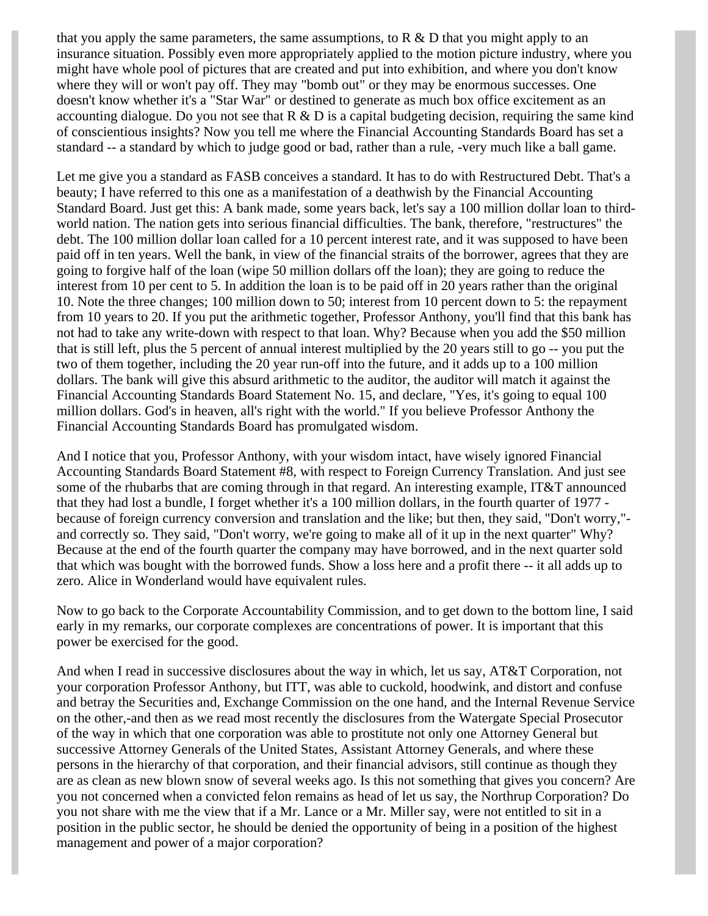that you apply the same parameters, the same assumptions, to R & D that you might apply to an insurance situation. Possibly even more appropriately applied to the motion picture industry, where you might have whole pool of pictures that are created and put into exhibition, and where you don't know where they will or won't pay off. They may "bomb out" or they may be enormous successes. One doesn't know whether it's a "Star War" or destined to generate as much box office excitement as an accounting dialogue. Do you not see that R & D is a capital budgeting decision, requiring the same kind of conscientious insights? Now you tell me where the Financial Accounting Standards Board has set a standard -- a standard by which to judge good or bad, rather than a rule, -very much like a ball game.

Let me give you a standard as FASB conceives a standard. It has to do with Restructured Debt. That's a beauty; I have referred to this one as a manifestation of a deathwish by the Financial Accounting Standard Board. Just get this: A bank made, some years back, let's say a 100 million dollar loan to third-world nation. The nation gets into serious financial difficulties. The bank, therefore, "restructures" the debt. The 100 million dollar loan called for a 10 percent interest rate, and it was supposed to have been paid off in ten years. Well the bank, in view of the financial straits of the borrower, agrees that they are going to forgive half of the loan (wipe 50 million dollars off the loan); they are going to reduce the interest from 10 per cent to 5. In addition the loan is to be paid off in 20 years rather than the original 10. Note the three changes; 100 million down to 50; interest from 10 percent down to 5: the repayment from 10 years to 20. If you put the arithmetic together, Professor Anthony, you'll find that this bank has not had to take any write-down with respect to that loan. Why? Because when you add the $50 million that is still left, plus the 5 percent of annual interest multiplied by the 20 years still to go -- you put the two of them together, including the 20 year run-off into the future, and it adds up to a 100 million dollars. The bank will give this absurd arithmetic to the auditor, the auditor will match it against the Financial Accounting Standards Board Statement No. 15, and declare, "Yes, it's going to equal 100 million dollars. God's in heaven, all's right with the world." If you believe Professor Anthony the Financial Accounting Standards Board has promulgated wisdom.

And I notice that you, Professor Anthony, with your wisdom intact, have wisely ignored Financial Accounting Standards Board Statement #8, with respect to Foreign Currency Translation. And just see some of the rhubarbs that are coming through in that regard. An interesting example, IT&T announced that they had lost a bundle, I forget whether it's a 100 million dollars, in the fourth quarter of 1977 - because of foreign currency conversion and translation and the like; but then, they said, "Don't worry,"- and correctly so. They said, "Don't worry, we're going to make all of it up in the next quarter" Why? Because at the end of the fourth quarter the company may have borrowed, and in the next quarter sold that which was bought with the borrowed funds. Show a loss here and a profit there -- it all adds up to zero. Alice in Wonderland would have equivalent rules.

Now to go back to the Corporate Accountability Commission, and to get down to the bottom line, I said early in my remarks, our corporate complexes are concentrations of power. It is important that this power be exercised for the good.

And when I read in successive disclosures about the way in which, let us say, AT&T Corporation, not your corporation Professor Anthony, but ITT, was able to cuckold, hoodwink, and distort and confuse and betray the Securities and, Exchange Commission on the one hand, and the Internal Revenue Service on the other,-and then as we read most recently the disclosures from the Watergate Special Prosecutor of the way in which that one corporation was able to prostitute not only one Attorney General but successive Attorney Generals of the United States, Assistant Attorney Generals, and where these persons in the hierarchy of that corporation, and their financial advisors, still continue as though they are as clean as new blown snow of several weeks ago. Is this not something that gives you concern? Are you not concerned when a convicted felon remains as head of let us say, the Northrup Corporation? Do you not share with me the view that if a Mr. Lance or a Mr. Miller say, were not entitled to sit in a position in the public sector, he should be denied the opportunity of being in a position of the highest management and power of a major corporation?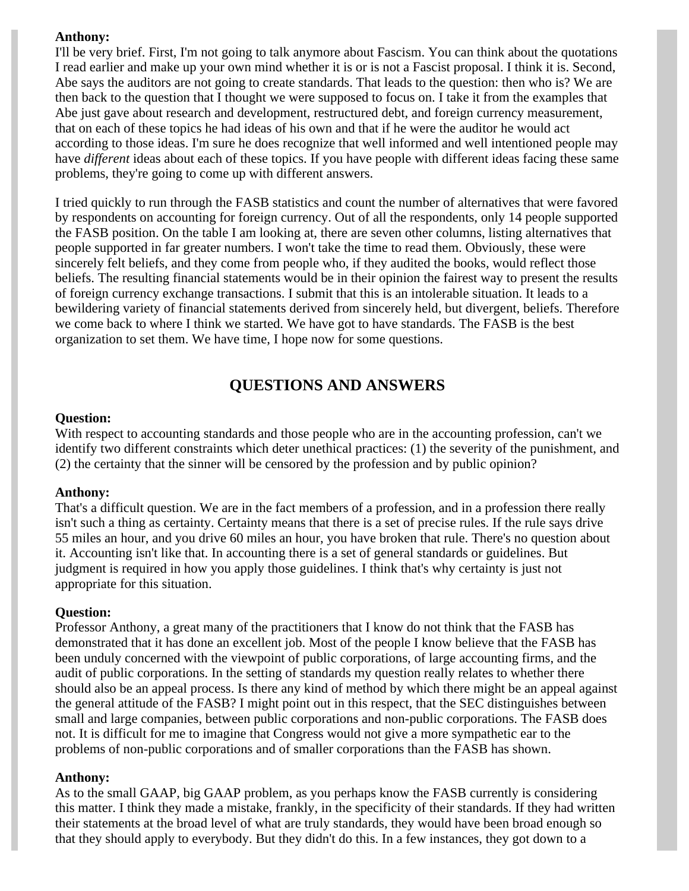**Anthony:**
I'll be very brief. First, I'm not going to talk anymore about Fascism. You can think about the quotations I read earlier and make up your own mind whether it is or is not a Fascist proposal. I think it is. Second, Abe says the auditors are not going to create standards. That leads to the question: then who is? We are then back to the question that I thought we were supposed to focus on. I take it from the examples that Abe just gave about research and development, restructured debt, and foreign currency measurement, that on each of these topics he had ideas of his own and that if he were the auditor he would act according to those ideas. I'm sure he does recognize that well informed and well intentioned people may have *different* ideas about each of these topics. If you have people with different ideas facing these same problems, they're going to come up with different answers.

I tried quickly to run through the FASB statistics and count the number of alternatives that were favored by respondents on accounting for foreign currency. Out of all the respondents, only 14 people supported the FASB position. On the table I am looking at, there are seven other columns, listing alternatives that people supported in far greater numbers. I won't take the time to read them. Obviously, these were sincerely felt beliefs, and they come from people who, if they audited the books, would reflect those beliefs. The resulting financial statements would be in their opinion the fairest way to present the results of foreign currency exchange transactions. I submit that this is an intolerable situation. It leads to a bewildering variety of financial statements derived from sincerely held, but divergent, beliefs. Therefore we come back to where I think we started. We have got to have standards. The FASB is the best organization to set them. We have time, I hope now for some questions.

## QUESTIONS AND ANSWERS

**Question:**
With respect to accounting standards and those people who are in the accounting profession, can't we identify two different constraints which deter unethical practices: (1) the severity of the punishment, and (2) the certainty that the sinner will be censored by the profession and by public opinion?

**Anthony:**
That's a difficult question. We are in the fact members of a profession, and in a profession there really isn't such a thing as certainty. Certainty means that there is a set of precise rules. If the rule says drive 55 miles an hour, and you drive 60 miles an hour, you have broken that rule. There's no question about it. Accounting isn't like that. In accounting there is a set of general standards or guidelines. But judgment is required in how you apply those guidelines. I think that's why certainty is just not appropriate for this situation.

**Question:**
Professor Anthony, a great many of the practitioners that I know do not think that the FASB has demonstrated that it has done an excellent job. Most of the people I know believe that the FASB has been unduly concerned with the viewpoint of public corporations, of large accounting firms, and the audit of public corporations. In the setting of standards my question really relates to whether there should also be an appeal process. Is there any kind of method by which there might be an appeal against the general attitude of the FASB? I might point out in this respect, that the SEC distinguishes between small and large companies, between public corporations and non-public corporations. The FASB does not. It is difficult for me to imagine that Congress would not give a more sympathetic ear to the problems of non-public corporations and of smaller corporations than the FASB has shown.

**Anthony:**
As to the small GAAP, big GAAP problem, as you perhaps know the FASB currently is considering this matter. I think they made a mistake, frankly, in the specificity of their standards. If they had written their statements at the broad level of what are truly standards, they would have been broad enough so that they should apply to everybody. But they didn't do this. In a few instances, they got down to a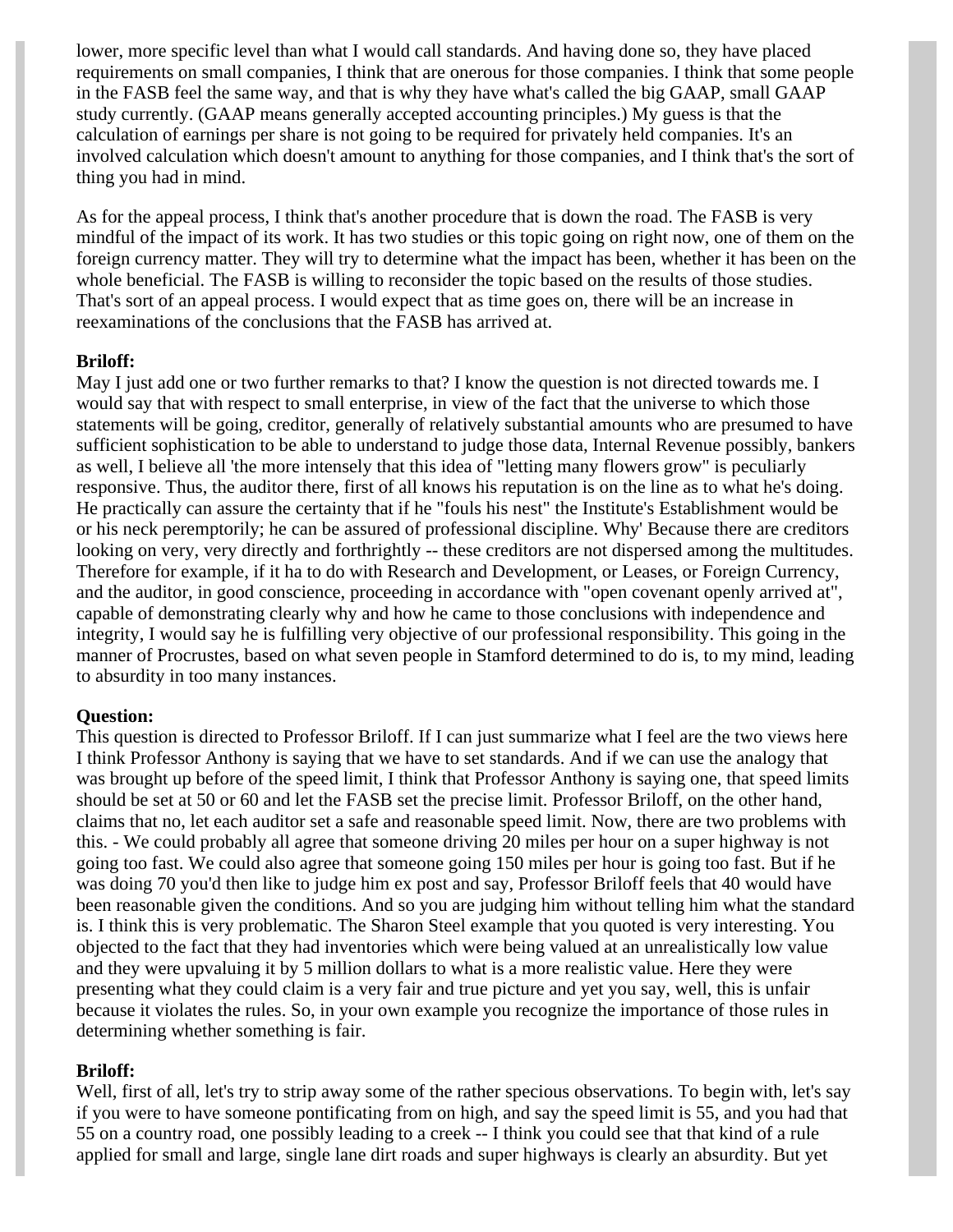lower, more specific level than what I would call standards. And having done so, they have placed requirements on small companies, I think that are onerous for those companies. I think that some people in the FASB feel the same way, and that is why they have what's called the big GAAP, small GAAP study currently. (GAAP means generally accepted accounting principles.) My guess is that the calculation of earnings per share is not going to be required for privately held companies. It's an involved calculation which doesn't amount to anything for those companies, and I think that's the sort of thing you had in mind.

As for the appeal process, I think that's another procedure that is down the road. The FASB is very mindful of the impact of its work. It has two studies or this topic going on right now, one of them on the foreign currency matter. They will try to determine what the impact has been, whether it has been on the whole beneficial. The FASB is willing to reconsider the topic based on the results of those studies. That's sort of an appeal process. I would expect that as time goes on, there will be an increase in reexaminations of the conclusions that the FASB has arrived at.

**Briloff:**
May I just add one or two further remarks to that? I know the question is not directed towards me. I would say that with respect to small enterprise, in view of the fact that the universe to which those statements will be going, creditor, generally of relatively substantial amounts who are presumed to have sufficient sophistication to be able to understand to judge those data, Internal Revenue possibly, bankers as well, I believe all 'the more intensely that this idea of "letting many flowers grow" is peculiarly responsive. Thus, the auditor there, first of all knows his reputation is on the line as to what he's doing. He practically can assure the certainty that if he "fouls his nest" the Institute's Establishment would be or his neck peremptorily; he can be assured of professional discipline. Why' Because there are creditors looking on very, very directly and forthrightly -- these creditors are not dispersed among the multitudes. Therefore for example, if it ha to do with Research and Development, or Leases, or Foreign Currency, and the auditor, in good conscience, proceeding in accordance with "open covenant openly arrived at", capable of demonstrating clearly why and how he came to those conclusions with independence and integrity, I would say he is fulfilling very objective of our professional responsibility. This going in the manner of Procrustes, based on what seven people in Stamford determined to do is, to my mind, leading to absurdity in too many instances.

**Question:**
This question is directed to Professor Briloff. If I can just summarize what I feel are the two views here I think Professor Anthony is saying that we have to set standards. And if we can use the analogy that was brought up before of the speed limit, I think that Professor Anthony is saying one, that speed limits should be set at 50 or 60 and let the FASB set the precise limit. Professor Briloff, on the other hand, claims that no, let each auditor set a safe and reasonable speed limit. Now, there are two problems with this. - We could probably all agree that someone driving 20 miles per hour on a super highway is not going too fast. We could also agree that someone going 150 miles per hour is going too fast. But if he was doing 70 you'd then like to judge him ex post and say, Professor Briloff feels that 40 would have been reasonable given the conditions. And so you are judging him without telling him what the standard is. I think this is very problematic. The Sharon Steel example that you quoted is very interesting. You objected to the fact that they had inventories which were being valued at an unrealistically low value and they were upvaluing it by 5 million dollars to what is a more realistic value. Here they were presenting what they could claim is a very fair and true picture and yet you say, well, this is unfair because it violates the rules. So, in your own example you recognize the importance of those rules in determining whether something is fair.

**Briloff:**
Well, first of all, let's try to strip away some of the rather specious observations. To begin with, let's say if you were to have someone pontificating from on high, and say the speed limit is 55, and you had that 55 on a country road, one possibly leading to a creek -- I think you could see that that kind of a rule applied for small and large, single lane dirt roads and super highways is clearly an absurdity. But yet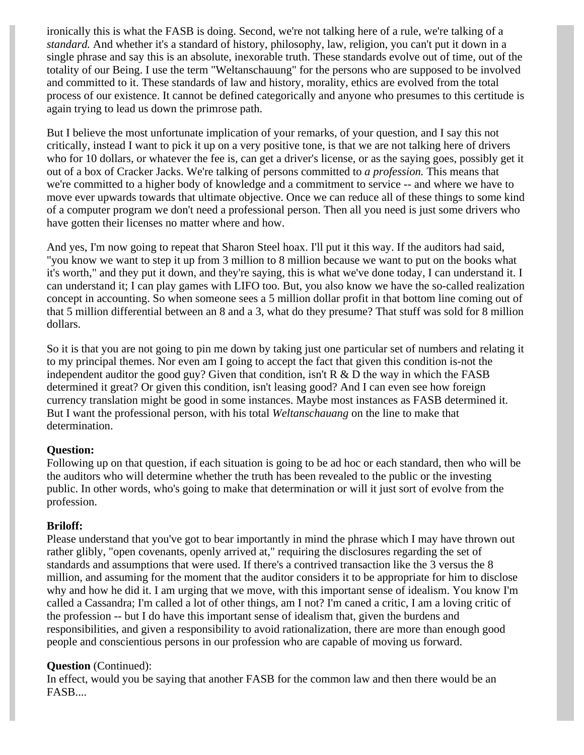ironically this is what the FASB is doing. Second, we're not talking here of a rule, we're talking of a *standard.* And whether it's a standard of history, philosophy, law, religion, you can't put it down in a single phrase and say this is an absolute, inexorable truth. These standards evolve out of time, out of the totality of our Being. I use the term "Weltanschauung" for the persons who are supposed to be involved and committed to it. These standards of law and history, morality, ethics are evolved from the total process of our existence. It cannot be defined categorically and anyone who presumes to this certitude is again trying to lead us down the primrose path.

But I believe the most unfortunate implication of your remarks, of your question, and I say this not critically, instead I want to pick it up on a very positive tone, is that we are not talking here of drivers who for 10 dollars, or whatever the fee is, can get a driver's license, or as the saying goes, possibly get it out of a box of Cracker Jacks. We're talking of persons committed to *a profession.* This means that we're committed to a higher body of knowledge and a commitment to service -- and where we have to move ever upwards towards that ultimate objective. Once we can reduce all of these things to some kind of a computer program we don't need a professional person. Then all you need is just some drivers who have gotten their licenses no matter where and how.

And yes, I'm now going to repeat that Sharon Steel hoax. I'll put it this way. If the auditors had said, "you know we want to step it up from 3 million to 8 million because we want to put on the books what it's worth," and they put it down, and they're saying, this is what we've done today, I can understand it. I can understand it; I can play games with LIFO too. But, you also know we have the so-called realization concept in accounting. So when someone sees a 5 million dollar profit in that bottom line coming out of that 5 million differential between an 8 and a 3, what do they presume? That stuff was sold for 8 million dollars.

So it is that you are not going to pin me down by taking just one particular set of numbers and relating it to my principal themes. Nor even am I going to accept the fact that given this condition is-not the independent auditor the good guy? Given that condition, isn't R & D the way in which the FASB determined it great? Or given this condition, isn't leasing good? And I can even see how foreign currency translation might be good in some instances. Maybe most instances as FASB determined it. But I want the professional person, with his total *Weltanschauang* on the line to make that determination.

**Question:**
Following up on that question, if each situation is going to be ad hoc or each standard, then who will be the auditors who will determine whether the truth has been revealed to the public or the investing public. In other words, who's going to make that determination or will it just sort of evolve from the profession.

**Briloff:**
Please understand that you've got to bear importantly in mind the phrase which I may have thrown out rather glibly, "open covenants, openly arrived at," requiring the disclosures regarding the set of standards and assumptions that were used. If there's a contrived transaction like the 3 versus the 8 million, and assuming for the moment that the auditor considers it to be appropriate for him to disclose why and how he did it. I am urging that we move, with this important sense of idealism. You know I'm called a Cassandra; I'm called a lot of other things, am I not? I'm caned a critic, I am a loving critic of the profession -- but I do have this important sense of idealism that, given the burdens and responsibilities, and given a responsibility to avoid rationalization, there are more than enough good people and conscientious persons in our profession who are capable of moving us forward.

**Question** (Continued):
In effect, would you be saying that another FASB for the common law and then there would be an FASB....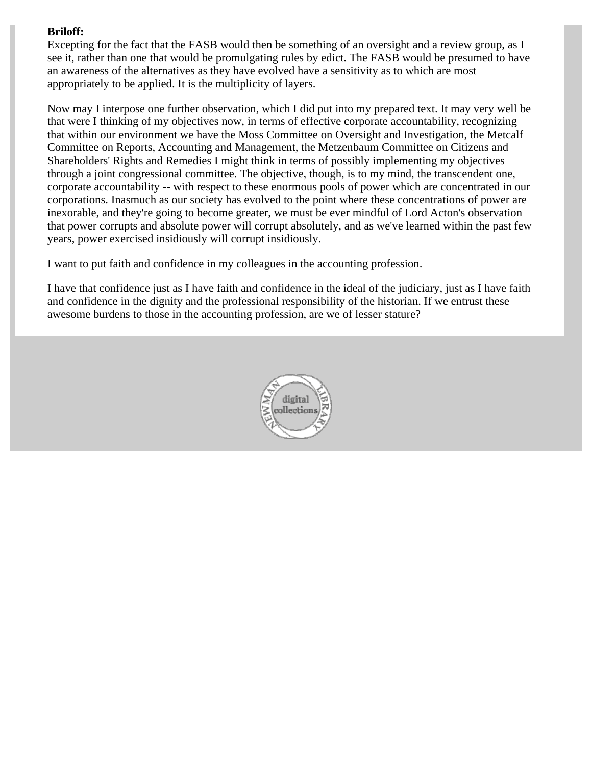**Briloff:**
Excepting for the fact that the FASB would then be something of an oversight and a review group, as I see it, rather than one that would be promulgating rules by edict. The FASB would be presumed to have an awareness of the alternatives as they have evolved have a sensitivity as to which are most appropriately to be applied. It is the multiplicity of layers.

Now may I interpose one further observation, which I did put into my prepared text. It may very well be that were I thinking of my objectives now, in terms of effective corporate accountability, recognizing that within our environment we have the Moss Committee on Oversight and Investigation, the Metcalf Committee on Reports, Accounting and Management, the Metzenbaum Committee on Citizens and Shareholders' Rights and Remedies I might think in terms of possibly implementing my objectives through a joint congressional committee. The objective, though, is to my mind, the transcendent one, corporate accountability -- with respect to these enormous pools of power which are concentrated in our corporations. Inasmuch as our society has evolved to the point where these concentrations of power are inexorable, and they're going to become greater, we must be ever mindful of Lord Acton's observation that power corrupts and absolute power will corrupt absolutely, and as we've learned within the past few years, power exercised insidiously will corrupt insidiously.

I want to put faith and confidence in my colleagues in the accounting profession.

I have that confidence just as I have faith and confidence in the ideal of the judiciary, just as I have faith and confidence in the dignity and the professional responsibility of the historian. If we entrust these awesome burdens to those in the accounting profession, are we of lesser stature?